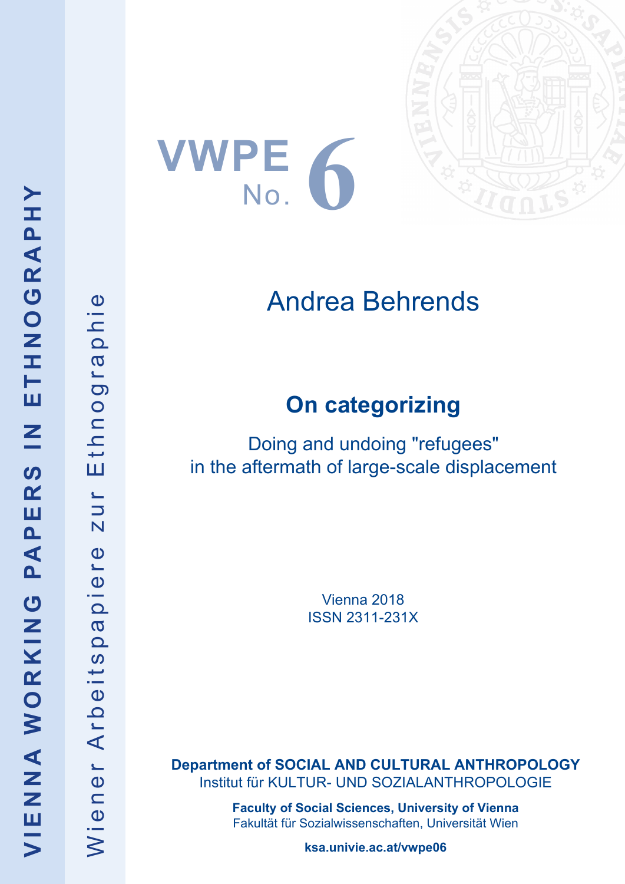VIENNA WORKING PAPERS IN ETHNOGRAPHY

Wiener Arbeitspapiere zur Ethnographie

VWPE No. 6

Andrea Behrends

# On categorizing

## Doing and undoing "refugees" in the aftermath of large-scale displacement

Vienna 2018
ISSN 2311-231X

**Department of SOCIAL AND CULTURAL ANTHROPOLOGY**
Institut für KULTUR- UND SOZIALANTHROPOLOGIE

**Faculty of Social Sciences, University of Vienna**
Fakultät für Sozialwissenschaften, Universität Wien

**ksa.univie.ac.at/vwpe06**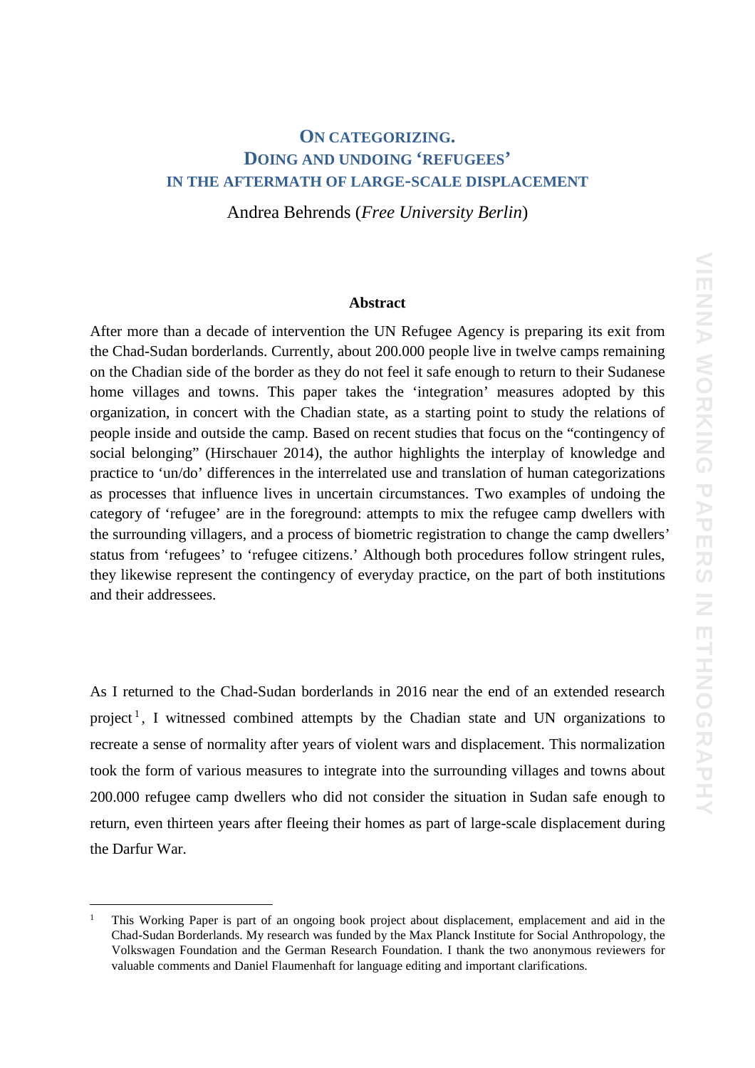# ON CATEGORIZING.
# DOING AND UNDOING 'REFUGEES'
# IN THE AFTERMATH OF LARGE-SCALE DISPLACEMENT

Andrea Behrends (*Free University Berlin*)

**Abstract**

After more than a decade of intervention the UN Refugee Agency is preparing its exit from the Chad-Sudan borderlands. Currently, about 200.000 people live in twelve camps remaining on the Chadian side of the border as they do not feel it safe enough to return to their Sudanese home villages and towns. This paper takes the 'integration' measures adopted by this organization, in concert with the Chadian state, as a starting point to study the relations of people inside and outside the camp. Based on recent studies that focus on the "contingency of social belonging" (Hirschauer 2014), the author highlights the interplay of knowledge and practice to 'un/do' differences in the interrelated use and translation of human categorizations as processes that influence lives in uncertain circumstances. Two examples of undoing the category of 'refugee' are in the foreground: attempts to mix the refugee camp dwellers with the surrounding villagers, and a process of biometric registration to change the camp dwellers' status from 'refugees' to 'refugee citizens.' Although both procedures follow stringent rules, they likewise represent the contingency of everyday practice, on the part of both institutions and their addressees.

As I returned to the Chad-Sudan borderlands in 2016 near the end of an extended research project[1], I witnessed combined attempts by the Chadian state and UN organizations to recreate a sense of normality after years of violent wars and displacement. This normalization took the form of various measures to integrate into the surrounding villages and towns about 200.000 refugee camp dwellers who did not consider the situation in Sudan safe enough to return, even thirteen years after fleeing their homes as part of large-scale displacement during the Darfur War.

[1] This Working Paper is part of an ongoing book project about displacement, emplacement and aid in the Chad-Sudan Borderlands. My research was funded by the Max Planck Institute for Social Anthropology, the Volkswagen Foundation and the German Research Foundation. I thank the two anonymous reviewers for valuable comments and Daniel Flaumenhaft for language editing and important clarifications.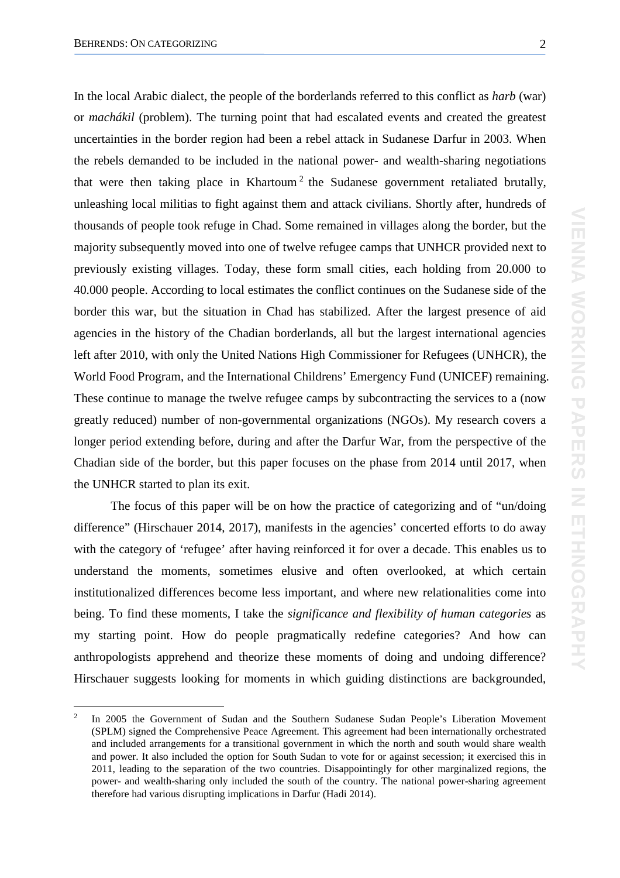In the local Arabic dialect, the people of the borderlands referred to this conflict as *harb* (war) or *machákil* (problem). The turning point that had escalated events and created the greatest uncertainties in the border region had been a rebel attack in Sudanese Darfur in 2003. When the rebels demanded to be included in the national power- and wealth-sharing negotiations that were then taking place in Khartoum[2] the Sudanese government retaliated brutally, unleashing local militias to fight against them and attack civilians. Shortly after, hundreds of thousands of people took refuge in Chad. Some remained in villages along the border, but the majority subsequently moved into one of twelve refugee camps that UNHCR provided next to previously existing villages. Today, these form small cities, each holding from 20.000 to 40.000 people. According to local estimates the conflict continues on the Sudanese side of the border this war, but the situation in Chad has stabilized. After the largest presence of aid agencies in the history of the Chadian borderlands, all but the largest international agencies left after 2010, with only the United Nations High Commissioner for Refugees (UNHCR), the World Food Program, and the International Childrens' Emergency Fund (UNICEF) remaining. These continue to manage the twelve refugee camps by subcontracting the services to a (now greatly reduced) number of non-governmental organizations (NGOs). My research covers a longer period extending before, during and after the Darfur War, from the perspective of the Chadian side of the border, but this paper focuses on the phase from 2014 until 2017, when the UNHCR started to plan its exit.

The focus of this paper will be on how the practice of categorizing and of "un/doing difference" (Hirschauer 2014, 2017), manifests in the agencies' concerted efforts to do away with the category of 'refugee' after having reinforced it for over a decade. This enables us to understand the moments, sometimes elusive and often overlooked, at which certain institutionalized differences become less important, and where new relationalities come into being. To find these moments, I take the *significance and flexibility of human categories* as my starting point. How do people pragmatically redefine categories? And how can anthropologists apprehend and theorize these moments of doing and undoing difference? Hirschauer suggests looking for moments in which guiding distinctions are backgrounded,

[2] In 2005 the Government of Sudan and the Southern Sudanese Sudan People's Liberation Movement (SPLM) signed the Comprehensive Peace Agreement. This agreement had been internationally orchestrated and included arrangements for a transitional government in which the north and south would share wealth and power. It also included the option for South Sudan to vote for or against secession; it exercised this in 2011, leading to the separation of the two countries. Disappointingly for other marginalized regions, the power- and wealth-sharing only included the south of the country. The national power-sharing agreement therefore had various disrupting implications in Darfur (Hadi 2014).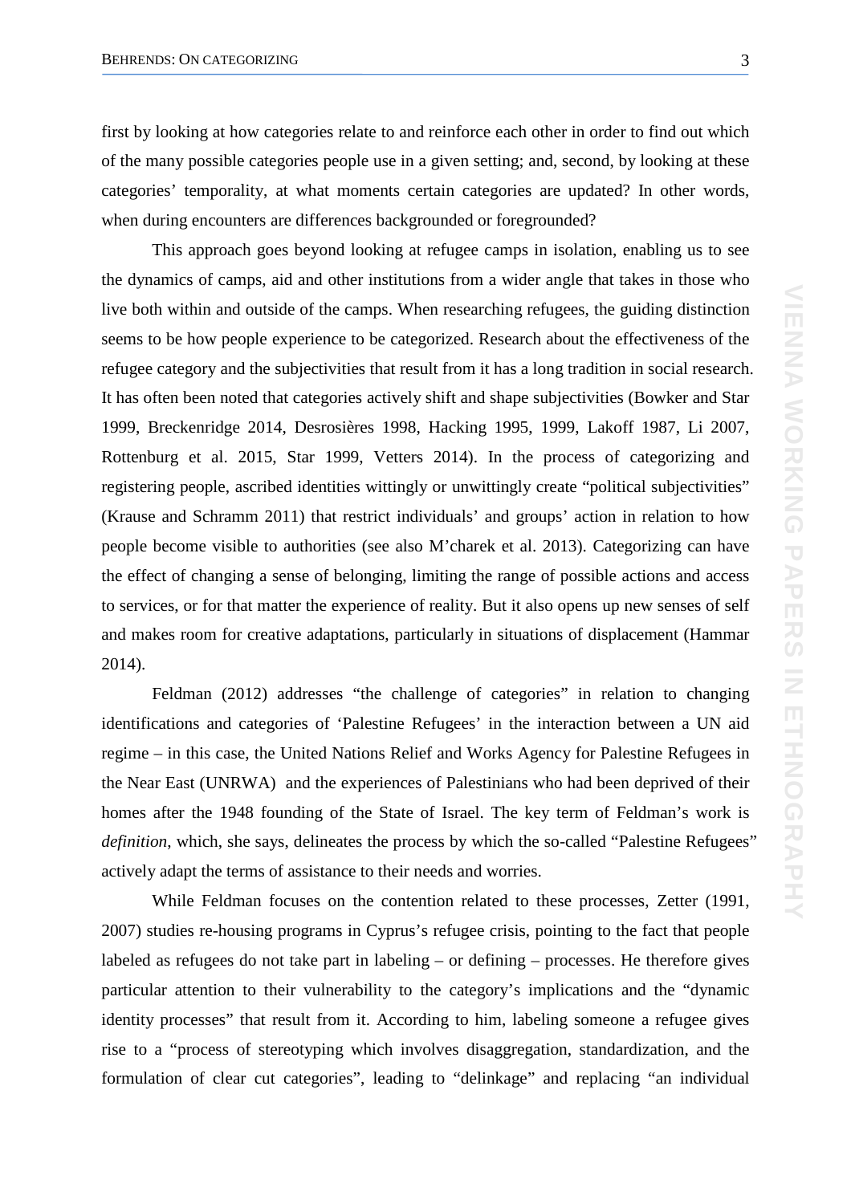first by looking at how categories relate to and reinforce each other in order to find out which of the many possible categories people use in a given setting; and, second, by looking at these categories' temporality, at what moments certain categories are updated? In other words, when during encounters are differences backgrounded or foregrounded?

This approach goes beyond looking at refugee camps in isolation, enabling us to see the dynamics of camps, aid and other institutions from a wider angle that takes in those who live both within and outside of the camps. When researching refugees, the guiding distinction seems to be how people experience to be categorized. Research about the effectiveness of the refugee category and the subjectivities that result from it has a long tradition in social research. It has often been noted that categories actively shift and shape subjectivities (Bowker and Star 1999, Breckenridge 2014, Desrosières 1998, Hacking 1995, 1999, Lakoff 1987, Li 2007, Rottenburg et al. 2015, Star 1999, Vetters 2014). In the process of categorizing and registering people, ascribed identities wittingly or unwittingly create "political subjectivities" (Krause and Schramm 2011) that restrict individuals' and groups' action in relation to how people become visible to authorities (see also M'charek et al. 2013). Categorizing can have the effect of changing a sense of belonging, limiting the range of possible actions and access to services, or for that matter the experience of reality. But it also opens up new senses of self and makes room for creative adaptations, particularly in situations of displacement (Hammar 2014).

Feldman (2012) addresses "the challenge of categories" in relation to changing identifications and categories of 'Palestine Refugees' in the interaction between a UN aid regime – in this case, the United Nations Relief and Works Agency for Palestine Refugees in the Near East (UNRWA) and the experiences of Palestinians who had been deprived of their homes after the 1948 founding of the State of Israel. The key term of Feldman's work is *definition*, which, she says, delineates the process by which the so-called "Palestine Refugees" actively adapt the terms of assistance to their needs and worries.

While Feldman focuses on the contention related to these processes, Zetter (1991, 2007) studies re-housing programs in Cyprus's refugee crisis, pointing to the fact that people labeled as refugees do not take part in labeling – or defining – processes. He therefore gives particular attention to their vulnerability to the category's implications and the "dynamic identity processes" that result from it. According to him, labeling someone a refugee gives rise to a "process of stereotyping which involves disaggregation, standardization, and the formulation of clear cut categories", leading to "delinkage" and replacing "an individual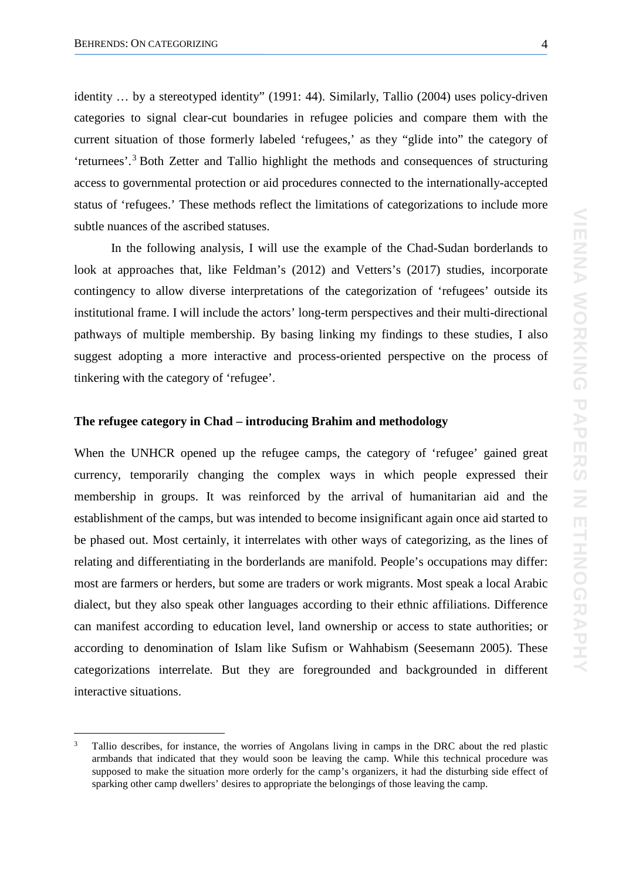identity … by a stereotyped identity" (1991: 44). Similarly, Tallio (2004) uses policy-driven categories to signal clear-cut boundaries in refugee policies and compare them with the current situation of those formerly labeled 'refugees,' as they "glide into" the category of 'returnees'.[3] Both Zetter and Tallio highlight the methods and consequences of structuring access to governmental protection or aid procedures connected to the internationally-accepted status of 'refugees.' These methods reflect the limitations of categorizations to include more subtle nuances of the ascribed statuses.

In the following analysis, I will use the example of the Chad-Sudan borderlands to look at approaches that, like Feldman's (2012) and Vetters's (2017) studies, incorporate contingency to allow diverse interpretations of the categorization of 'refugees' outside its institutional frame. I will include the actors' long-term perspectives and their multi-directional pathways of multiple membership. By basing linking my findings to these studies, I also suggest adopting a more interactive and process-oriented perspective on the process of tinkering with the category of 'refugee'.

## The refugee category in Chad – introducing Brahim and methodology

When the UNHCR opened up the refugee camps, the category of 'refugee' gained great currency, temporarily changing the complex ways in which people expressed their membership in groups. It was reinforced by the arrival of humanitarian aid and the establishment of the camps, but was intended to become insignificant again once aid started to be phased out. Most certainly, it interrelates with other ways of categorizing, as the lines of relating and differentiating in the borderlands are manifold. People's occupations may differ: most are farmers or herders, but some are traders or work migrants. Most speak a local Arabic dialect, but they also speak other languages according to their ethnic affiliations. Difference can manifest according to education level, land ownership or access to state authorities; or according to denomination of Islam like Sufism or Wahhabism (Seesemann 2005). These categorizations interrelate. But they are foregrounded and backgrounded in different interactive situations.

---

[3] Tallio describes, for instance, the worries of Angolans living in camps in the DRC about the red plastic armbands that indicated that they would soon be leaving the camp. While this technical procedure was supposed to make the situation more orderly for the camp's organizers, it had the disturbing side effect of sparking other camp dwellers' desires to appropriate the belongings of those leaving the camp.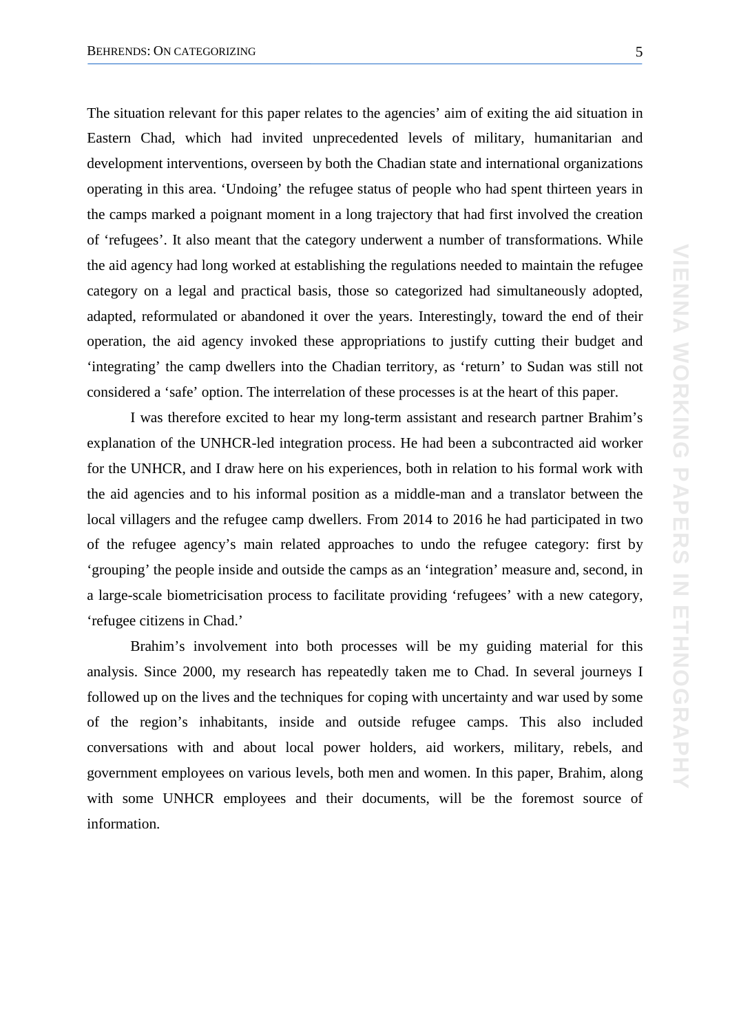The situation relevant for this paper relates to the agencies' aim of exiting the aid situation in Eastern Chad, which had invited unprecedented levels of military, humanitarian and development interventions, overseen by both the Chadian state and international organizations operating in this area. 'Undoing' the refugee status of people who had spent thirteen years in the camps marked a poignant moment in a long trajectory that had first involved the creation of 'refugees'. It also meant that the category underwent a number of transformations. While the aid agency had long worked at establishing the regulations needed to maintain the refugee category on a legal and practical basis, those so categorized had simultaneously adopted, adapted, reformulated or abandoned it over the years. Interestingly, toward the end of their operation, the aid agency invoked these appropriations to justify cutting their budget and 'integrating' the camp dwellers into the Chadian territory, as 'return' to Sudan was still not considered a 'safe' option. The interrelation of these processes is at the heart of this paper.

I was therefore excited to hear my long-term assistant and research partner Brahim's explanation of the UNHCR-led integration process. He had been a subcontracted aid worker for the UNHCR, and I draw here on his experiences, both in relation to his formal work with the aid agencies and to his informal position as a middle-man and a translator between the local villagers and the refugee camp dwellers. From 2014 to 2016 he had participated in two of the refugee agency's main related approaches to undo the refugee category: first by 'grouping' the people inside and outside the camps as an 'integration' measure and, second, in a large-scale biometricisation process to facilitate providing 'refugees' with a new category, 'refugee citizens in Chad.'

Brahim's involvement into both processes will be my guiding material for this analysis. Since 2000, my research has repeatedly taken me to Chad. In several journeys I followed up on the lives and the techniques for coping with uncertainty and war used by some of the region's inhabitants, inside and outside refugee camps. This also included conversations with and about local power holders, aid workers, military, rebels, and government employees on various levels, both men and women. In this paper, Brahim, along with some UNHCR employees and their documents, will be the foremost source of information.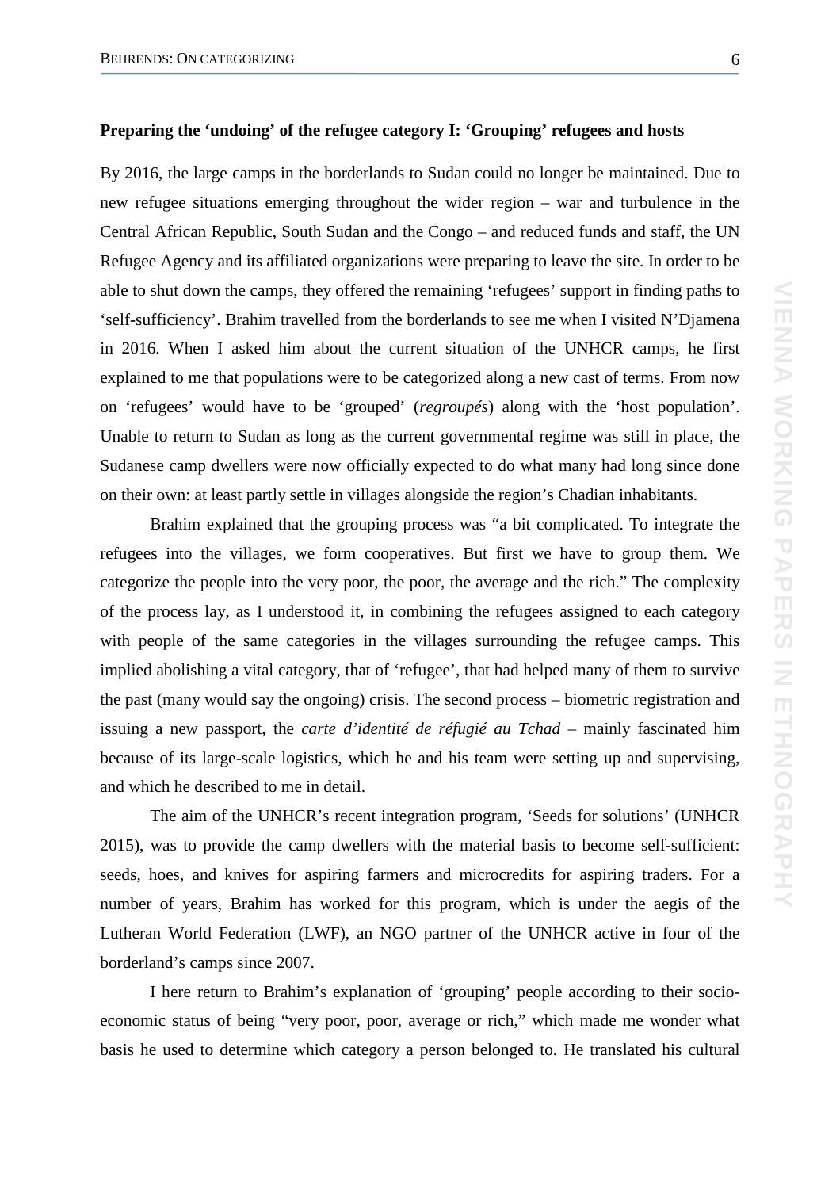**Preparing the 'undoing' of the refugee category I: 'Grouping' refugees and hosts**

By 2016, the large camps in the borderlands to Sudan could no longer be maintained. Due to new refugee situations emerging throughout the wider region – war and turbulence in the Central African Republic, South Sudan and the Congo – and reduced funds and staff, the UN Refugee Agency and its affiliated organizations were preparing to leave the site. In order to be able to shut down the camps, they offered the remaining 'refugees' support in finding paths to 'self-sufficiency'. Brahim travelled from the borderlands to see me when I visited N'Djamena in 2016. When I asked him about the current situation of the UNHCR camps, he first explained to me that populations were to be categorized along a new cast of terms. From now on 'refugees' would have to be 'grouped' (*regroupés*) along with the 'host population'. Unable to return to Sudan as long as the current governmental regime was still in place, the Sudanese camp dwellers were now officially expected to do what many had long since done on their own: at least partly settle in villages alongside the region's Chadian inhabitants.

Brahim explained that the grouping process was "a bit complicated. To integrate the refugees into the villages, we form cooperatives. But first we have to group them. We categorize the people into the very poor, the poor, the average and the rich." The complexity of the process lay, as I understood it, in combining the refugees assigned to each category with people of the same categories in the villages surrounding the refugee camps. This implied abolishing a vital category, that of 'refugee', that had helped many of them to survive the past (many would say the ongoing) crisis. The second process – biometric registration and issuing a new passport, the *carte d'identité de réfugié au Tchad* – mainly fascinated him because of its large-scale logistics, which he and his team were setting up and supervising, and which he described to me in detail.

The aim of the UNHCR's recent integration program, 'Seeds for solutions' (UNHCR 2015), was to provide the camp dwellers with the material basis to become self-sufficient: seeds, hoes, and knives for aspiring farmers and microcredits for aspiring traders. For a number of years, Brahim has worked for this program, which is under the aegis of the Lutheran World Federation (LWF), an NGO partner of the UNHCR active in four of the borderland's camps since 2007.

I here return to Brahim's explanation of 'grouping' people according to their socio-economic status of being "very poor, poor, average or rich," which made me wonder what basis he used to determine which category a person belonged to. He translated his cultural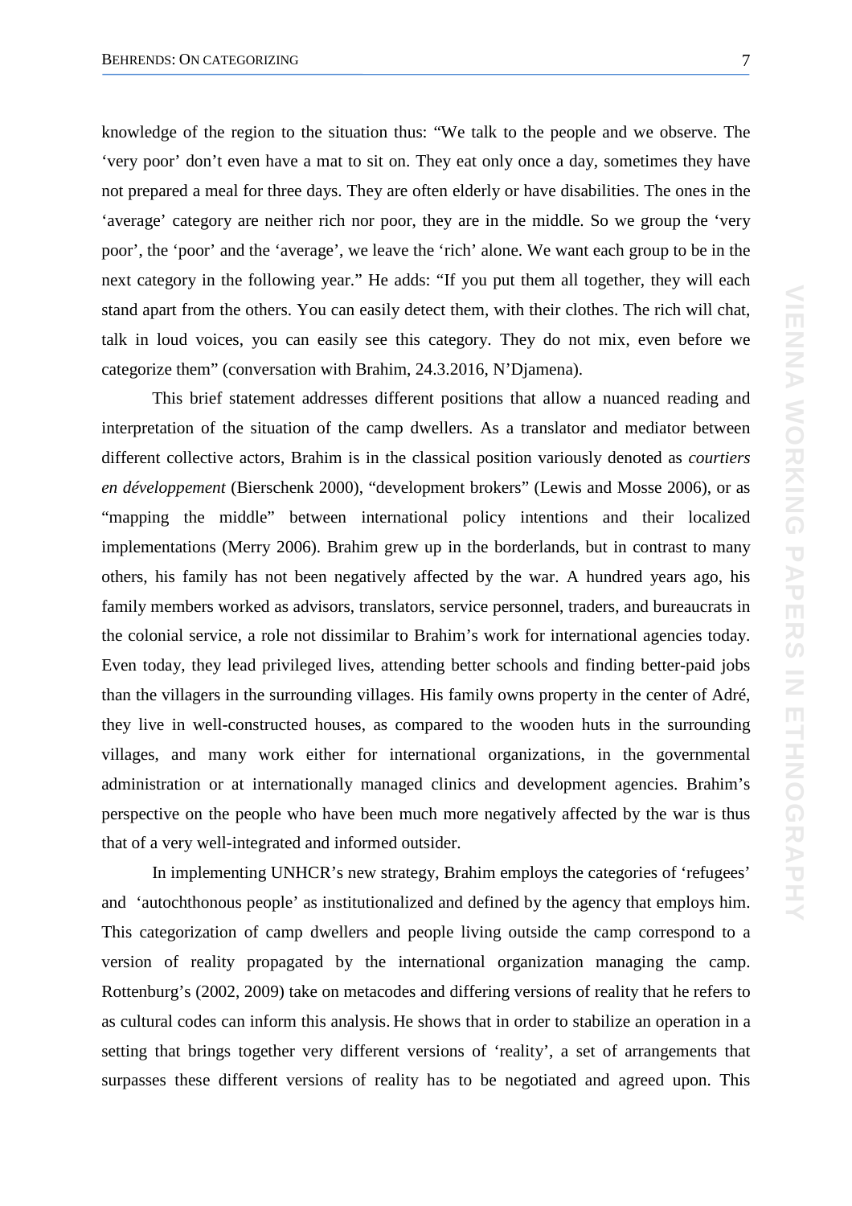knowledge of the region to the situation thus: “We talk to the people and we observe. The ‘very poor’ don’t even have a mat to sit on. They eat only once a day, sometimes they have not prepared a meal for three days. They are often elderly or have disabilities. The ones in the ‘average’ category are neither rich nor poor, they are in the middle. So we group the ‘very poor’, the ‘poor’ and the ‘average’, we leave the ‘rich’ alone. We want each group to be in the next category in the following year.” He adds: “If you put them all together, they will each stand apart from the others. You can easily detect them, with their clothes. The rich will chat, talk in loud voices, you can easily see this category. They do not mix, even before we categorize them” (conversation with Brahim, 24.3.2016, N’Djamena).

This brief statement addresses different positions that allow a nuanced reading and interpretation of the situation of the camp dwellers. As a translator and mediator between different collective actors, Brahim is in the classical position variously denoted as *courtiers en développement* (Bierschenk 2000), “development brokers” (Lewis and Mosse 2006), or as “mapping the middle” between international policy intentions and their localized implementations (Merry 2006). Brahim grew up in the borderlands, but in contrast to many others, his family has not been negatively affected by the war. A hundred years ago, his family members worked as advisors, translators, service personnel, traders, and bureaucrats in the colonial service, a role not dissimilar to Brahim’s work for international agencies today. Even today, they lead privileged lives, attending better schools and finding better-paid jobs than the villagers in the surrounding villages. His family owns property in the center of Adré, they live in well-constructed houses, as compared to the wooden huts in the surrounding villages, and many work either for international organizations, in the governmental administration or at internationally managed clinics and development agencies. Brahim’s perspective on the people who have been much more negatively affected by the war is thus that of a very well-integrated and informed outsider.

In implementing UNHCR’s new strategy, Brahim employs the categories of ‘refugees’ and ‘autochthonous people’ as institutionalized and defined by the agency that employs him. This categorization of camp dwellers and people living outside the camp correspond to a version of reality propagated by the international organization managing the camp. Rottenburg’s (2002, 2009) take on metacodes and differing versions of reality that he refers to as cultural codes can inform this analysis. He shows that in order to stabilize an operation in a setting that brings together very different versions of ‘reality’, a set of arrangements that surpasses these different versions of reality has to be negotiated and agreed upon. This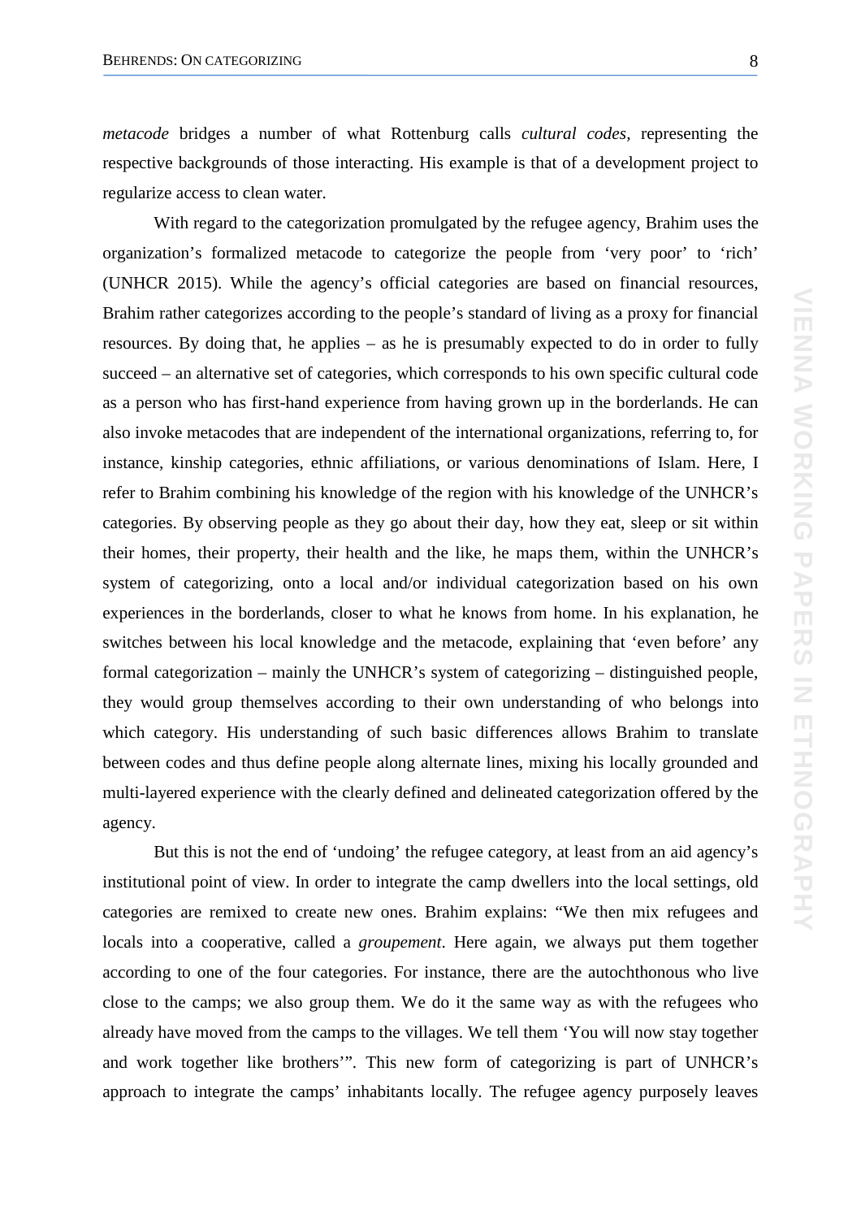*metacode* bridges a number of what Rottenburg calls *cultural codes,* representing the respective backgrounds of those interacting. His example is that of a development project to regularize access to clean water.

With regard to the categorization promulgated by the refugee agency, Brahim uses the organization's formalized metacode to categorize the people from 'very poor' to 'rich' (UNHCR 2015). While the agency's official categories are based on financial resources, Brahim rather categorizes according to the people's standard of living as a proxy for financial resources. By doing that, he applies – as he is presumably expected to do in order to fully succeed – an alternative set of categories, which corresponds to his own specific cultural code as a person who has first-hand experience from having grown up in the borderlands. He can also invoke metacodes that are independent of the international organizations, referring to, for instance, kinship categories, ethnic affiliations, or various denominations of Islam. Here, I refer to Brahim combining his knowledge of the region with his knowledge of the UNHCR's categories. By observing people as they go about their day, how they eat, sleep or sit within their homes, their property, their health and the like, he maps them, within the UNHCR's system of categorizing, onto a local and/or individual categorization based on his own experiences in the borderlands, closer to what he knows from home. In his explanation, he switches between his local knowledge and the metacode, explaining that 'even before' any formal categorization – mainly the UNHCR's system of categorizing – distinguished people, they would group themselves according to their own understanding of who belongs into which category. His understanding of such basic differences allows Brahim to translate between codes and thus define people along alternate lines, mixing his locally grounded and multi-layered experience with the clearly defined and delineated categorization offered by the agency.

But this is not the end of 'undoing' the refugee category, at least from an aid agency's institutional point of view. In order to integrate the camp dwellers into the local settings, old categories are remixed to create new ones. Brahim explains: "We then mix refugees and locals into a cooperative, called a *groupement*. Here again, we always put them together according to one of the four categories. For instance, there are the autochthonous who live close to the camps; we also group them. We do it the same way as with the refugees who already have moved from the camps to the villages. We tell them 'You will now stay together and work together like brothers'". This new form of categorizing is part of UNHCR's approach to integrate the camps' inhabitants locally. The refugee agency purposely leaves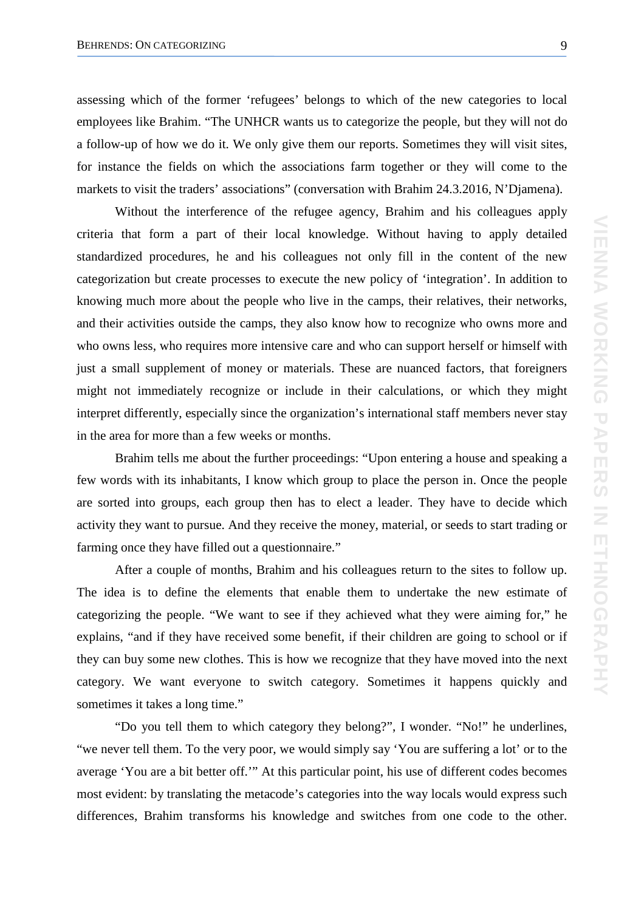assessing which of the former 'refugees' belongs to which of the new categories to local employees like Brahim. "The UNHCR wants us to categorize the people, but they will not do a follow-up of how we do it. We only give them our reports. Sometimes they will visit sites, for instance the fields on which the associations farm together or they will come to the markets to visit the traders' associations" (conversation with Brahim 24.3.2016, N'Djamena).

Without the interference of the refugee agency, Brahim and his colleagues apply criteria that form a part of their local knowledge. Without having to apply detailed standardized procedures, he and his colleagues not only fill in the content of the new categorization but create processes to execute the new policy of 'integration'. In addition to knowing much more about the people who live in the camps, their relatives, their networks, and their activities outside the camps, they also know how to recognize who owns more and who owns less, who requires more intensive care and who can support herself or himself with just a small supplement of money or materials. These are nuanced factors, that foreigners might not immediately recognize or include in their calculations, or which they might interpret differently, especially since the organization's international staff members never stay in the area for more than a few weeks or months.

Brahim tells me about the further proceedings: "Upon entering a house and speaking a few words with its inhabitants, I know which group to place the person in. Once the people are sorted into groups, each group then has to elect a leader. They have to decide which activity they want to pursue. And they receive the money, material, or seeds to start trading or farming once they have filled out a questionnaire."

After a couple of months, Brahim and his colleagues return to the sites to follow up. The idea is to define the elements that enable them to undertake the new estimate of categorizing the people. "We want to see if they achieved what they were aiming for," he explains, "and if they have received some benefit, if their children are going to school or if they can buy some new clothes. This is how we recognize that they have moved into the next category. We want everyone to switch category. Sometimes it happens quickly and sometimes it takes a long time."

"Do you tell them to which category they belong?", I wonder. "No!" he underlines, "we never tell them. To the very poor, we would simply say 'You are suffering a lot' or to the average 'You are a bit better off.'" At this particular point, his use of different codes becomes most evident: by translating the metacode's categories into the way locals would express such differences, Brahim transforms his knowledge and switches from one code to the other.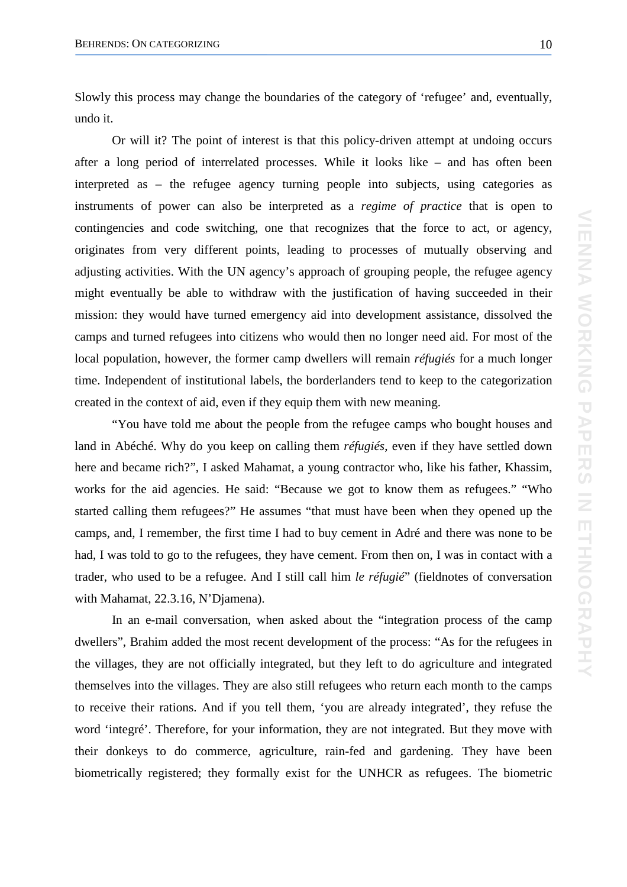Slowly this process may change the boundaries of the category of 'refugee' and, eventually, undo it.

Or will it? The point of interest is that this policy-driven attempt at undoing occurs after a long period of interrelated processes. While it looks like – and has often been interpreted as – the refugee agency turning people into subjects, using categories as instruments of power can also be interpreted as a *regime of practice* that is open to contingencies and code switching, one that recognizes that the force to act, or agency, originates from very different points, leading to processes of mutually observing and adjusting activities. With the UN agency's approach of grouping people, the refugee agency might eventually be able to withdraw with the justification of having succeeded in their mission: they would have turned emergency aid into development assistance, dissolved the camps and turned refugees into citizens who would then no longer need aid. For most of the local population, however, the former camp dwellers will remain *réfugiés* for a much longer time. Independent of institutional labels, the borderlanders tend to keep to the categorization created in the context of aid, even if they equip them with new meaning.

"You have told me about the people from the refugee camps who bought houses and land in Abéché. Why do you keep on calling them *réfugiés*, even if they have settled down here and became rich?", I asked Mahamat, a young contractor who, like his father, Khassim, works for the aid agencies. He said: "Because we got to know them as refugees." "Who started calling them refugees?" He assumes "that must have been when they opened up the camps, and, I remember, the first time I had to buy cement in Adré and there was none to be had, I was told to go to the refugees, they have cement. From then on, I was in contact with a trader, who used to be a refugee. And I still call him *le réfugié*" (fieldnotes of conversation with Mahamat, 22.3.16, N'Djamena).

In an e-mail conversation, when asked about the "integration process of the camp dwellers", Brahim added the most recent development of the process: "As for the refugees in the villages, they are not officially integrated, but they left to do agriculture and integrated themselves into the villages. They are also still refugees who return each month to the camps to receive their rations. And if you tell them, 'you are already integrated', they refuse the word 'integré'. Therefore, for your information, they are not integrated. But they move with their donkeys to do commerce, agriculture, rain-fed and gardening. They have been biometrically registered; they formally exist for the UNHCR as refugees. The biometric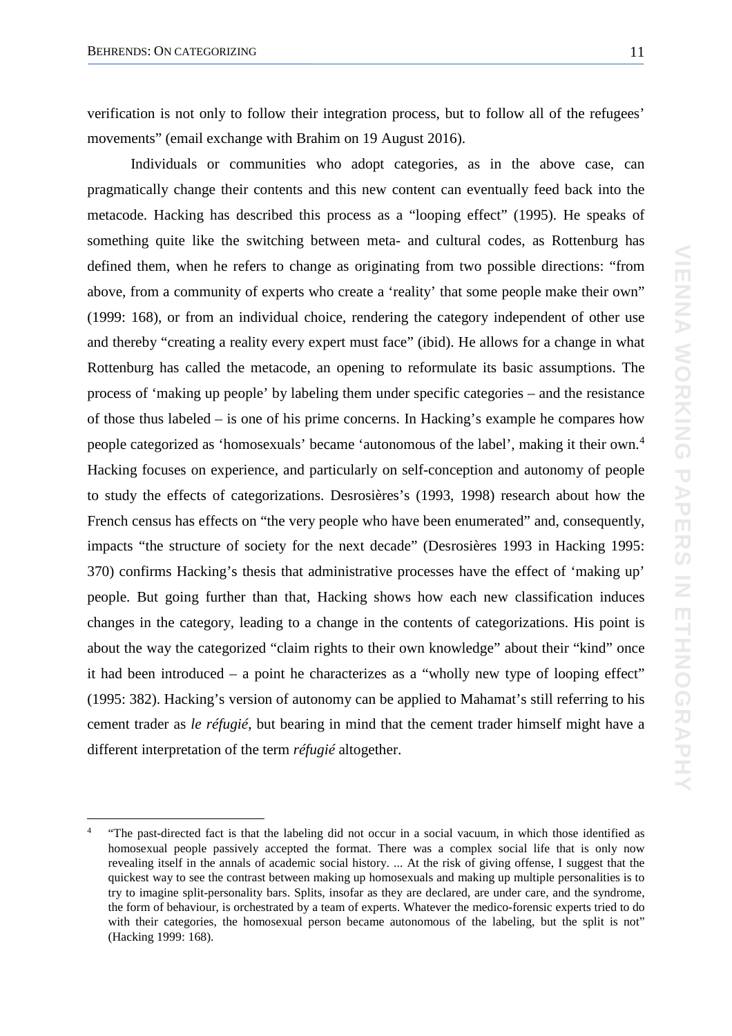verification is not only to follow their integration process, but to follow all of the refugees' movements" (email exchange with Brahim on 19 August 2016).

Individuals or communities who adopt categories, as in the above case, can pragmatically change their contents and this new content can eventually feed back into the metacode. Hacking has described this process as a "looping effect" (1995). He speaks of something quite like the switching between meta- and cultural codes, as Rottenburg has defined them, when he refers to change as originating from two possible directions: "from above, from a community of experts who create a 'reality' that some people make their own" (1999: 168), or from an individual choice, rendering the category independent of other use and thereby "creating a reality every expert must face" (ibid). He allows for a change in what Rottenburg has called the metacode, an opening to reformulate its basic assumptions. The process of 'making up people' by labeling them under specific categories – and the resistance of those thus labeled – is one of his prime concerns. In Hacking's example he compares how people categorized as 'homosexuals' became 'autonomous of the label', making it their own.[4] Hacking focuses on experience, and particularly on self-conception and autonomy of people to study the effects of categorizations. Desrosières's (1993, 1998) research about how the French census has effects on "the very people who have been enumerated" and, consequently, impacts "the structure of society for the next decade" (Desrosières 1993 in Hacking 1995: 370) confirms Hacking's thesis that administrative processes have the effect of 'making up' people. But going further than that, Hacking shows how each new classification induces changes in the category, leading to a change in the contents of categorizations. His point is about the way the categorized "claim rights to their own knowledge" about their "kind" once it had been introduced – a point he characterizes as a "wholly new type of looping effect" (1995: 382). Hacking's version of autonomy can be applied to Mahamat's still referring to his cement trader as *le réfugié*, but bearing in mind that the cement trader himself might have a different interpretation of the term *réfugié* altogether.

---

[4] "The past-directed fact is that the labeling did not occur in a social vacuum, in which those identified as homosexual people passively accepted the format. There was a complex social life that is only now revealing itself in the annals of academic social history. ... At the risk of giving offense, I suggest that the quickest way to see the contrast between making up homosexuals and making up multiple personalities is to try to imagine split-personality bars. Splits, insofar as they are declared, are under care, and the syndrome, the form of behaviour, is orchestrated by a team of experts. Whatever the medico-forensic experts tried to do with their categories, the homosexual person became autonomous of the labeling, but the split is not" (Hacking 1999: 168).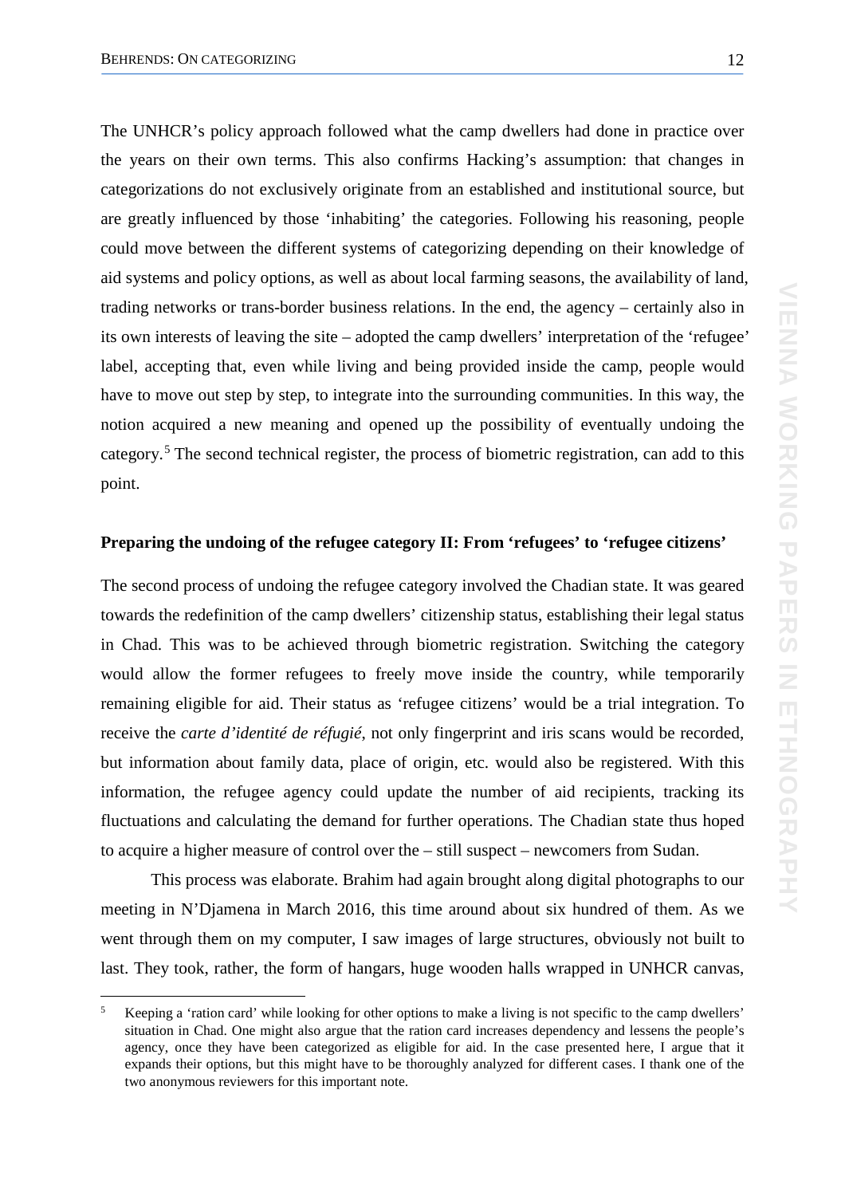The UNHCR's policy approach followed what the camp dwellers had done in practice over the years on their own terms. This also confirms Hacking's assumption: that changes in categorizations do not exclusively originate from an established and institutional source, but are greatly influenced by those 'inhabiting' the categories. Following his reasoning, people could move between the different systems of categorizing depending on their knowledge of aid systems and policy options, as well as about local farming seasons, the availability of land, trading networks or trans-border business relations. In the end, the agency – certainly also in its own interests of leaving the site – adopted the camp dwellers' interpretation of the 'refugee' label, accepting that, even while living and being provided inside the camp, people would have to move out step by step, to integrate into the surrounding communities. In this way, the notion acquired a new meaning and opened up the possibility of eventually undoing the category.[5] The second technical register, the process of biometric registration, can add to this point.

### Preparing the undoing of the refugee category II: From 'refugees' to 'refugee citizens'

The second process of undoing the refugee category involved the Chadian state. It was geared towards the redefinition of the camp dwellers' citizenship status, establishing their legal status in Chad. This was to be achieved through biometric registration. Switching the category would allow the former refugees to freely move inside the country, while temporarily remaining eligible for aid. Their status as 'refugee citizens' would be a trial integration. To receive the *carte d'identité de réfugié*, not only fingerprint and iris scans would be recorded, but information about family data, place of origin, etc. would also be registered. With this information, the refugee agency could update the number of aid recipients, tracking its fluctuations and calculating the demand for further operations. The Chadian state thus hoped to acquire a higher measure of control over the – still suspect – newcomers from Sudan.

This process was elaborate. Brahim had again brought along digital photographs to our meeting in N'Djamena in March 2016, this time around about six hundred of them. As we went through them on my computer, I saw images of large structures, obviously not built to last. They took, rather, the form of hangars, huge wooden halls wrapped in UNHCR canvas,

---

[5] Keeping a 'ration card' while looking for other options to make a living is not specific to the camp dwellers' situation in Chad. One might also argue that the ration card increases dependency and lessens the people's agency, once they have been categorized as eligible for aid. In the case presented here, I argue that it expands their options, but this might have to be thoroughly analyzed for different cases. I thank one of the two anonymous reviewers for this important note.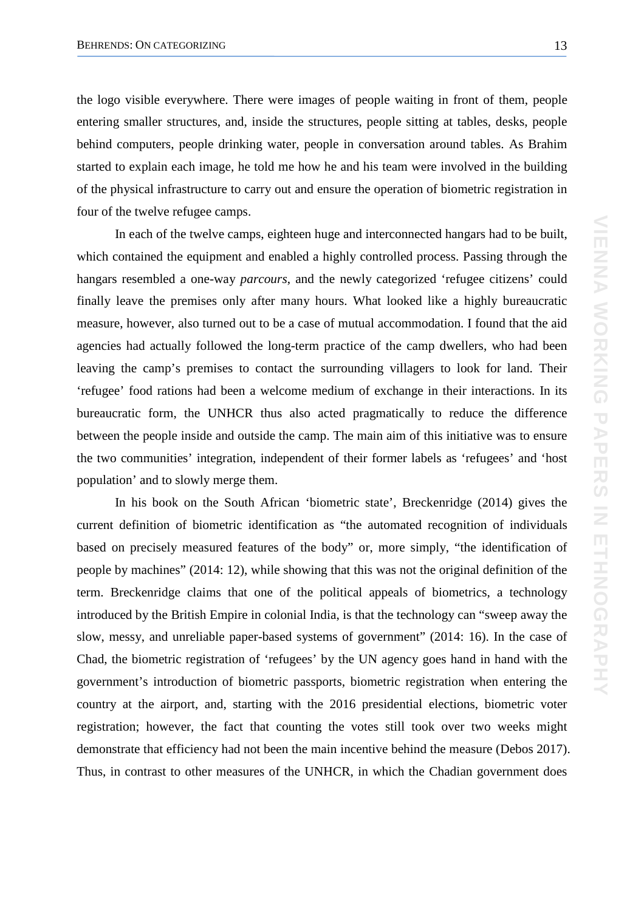the logo visible everywhere. There were images of people waiting in front of them, people entering smaller structures, and, inside the structures, people sitting at tables, desks, people behind computers, people drinking water, people in conversation around tables. As Brahim started to explain each image, he told me how he and his team were involved in the building of the physical infrastructure to carry out and ensure the operation of biometric registration in four of the twelve refugee camps.

In each of the twelve camps, eighteen huge and interconnected hangars had to be built, which contained the equipment and enabled a highly controlled process. Passing through the hangars resembled a one-way *parcours*, and the newly categorized 'refugee citizens' could finally leave the premises only after many hours. What looked like a highly bureaucratic measure, however, also turned out to be a case of mutual accommodation. I found that the aid agencies had actually followed the long-term practice of the camp dwellers, who had been leaving the camp's premises to contact the surrounding villagers to look for land. Their 'refugee' food rations had been a welcome medium of exchange in their interactions. In its bureaucratic form, the UNHCR thus also acted pragmatically to reduce the difference between the people inside and outside the camp. The main aim of this initiative was to ensure the two communities' integration, independent of their former labels as 'refugees' and 'host population' and to slowly merge them.

In his book on the South African 'biometric state', Breckenridge (2014) gives the current definition of biometric identification as "the automated recognition of individuals based on precisely measured features of the body" or, more simply, "the identification of people by machines" (2014: 12), while showing that this was not the original definition of the term. Breckenridge claims that one of the political appeals of biometrics, a technology introduced by the British Empire in colonial India, is that the technology can "sweep away the slow, messy, and unreliable paper-based systems of government" (2014: 16). In the case of Chad, the biometric registration of 'refugees' by the UN agency goes hand in hand with the government's introduction of biometric passports, biometric registration when entering the country at the airport, and, starting with the 2016 presidential elections, biometric voter registration; however, the fact that counting the votes still took over two weeks might demonstrate that efficiency had not been the main incentive behind the measure (Debos 2017). Thus, in contrast to other measures of the UNHCR, in which the Chadian government does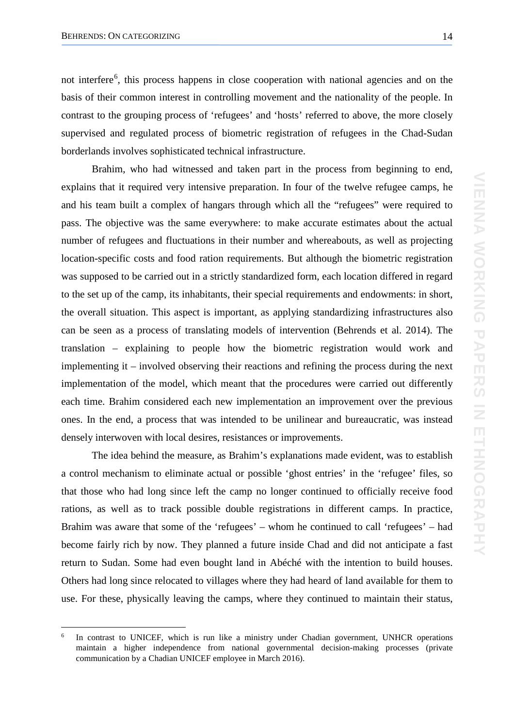not interfere[6], this process happens in close cooperation with national agencies and on the basis of their common interest in controlling movement and the nationality of the people. In contrast to the grouping process of 'refugees' and 'hosts' referred to above, the more closely supervised and regulated process of biometric registration of refugees in the Chad-Sudan borderlands involves sophisticated technical infrastructure.

Brahim, who had witnessed and taken part in the process from beginning to end, explains that it required very intensive preparation. In four of the twelve refugee camps, he and his team built a complex of hangars through which all the "refugees" were required to pass. The objective was the same everywhere: to make accurate estimates about the actual number of refugees and fluctuations in their number and whereabouts, as well as projecting location-specific costs and food ration requirements. But although the biometric registration was supposed to be carried out in a strictly standardized form, each location differed in regard to the set up of the camp, its inhabitants, their special requirements and endowments: in short, the overall situation. This aspect is important, as applying standardizing infrastructures also can be seen as a process of translating models of intervention (Behrends et al. 2014). The translation – explaining to people how the biometric registration would work and implementing it – involved observing their reactions and refining the process during the next implementation of the model, which meant that the procedures were carried out differently each time. Brahim considered each new implementation an improvement over the previous ones. In the end, a process that was intended to be unilinear and bureaucratic, was instead densely interwoven with local desires, resistances or improvements.

The idea behind the measure, as Brahim's explanations made evident, was to establish a control mechanism to eliminate actual or possible 'ghost entries' in the 'refugee' files, so that those who had long since left the camp no longer continued to officially receive food rations, as well as to track possible double registrations in different camps. In practice, Brahim was aware that some of the 'refugees' – whom he continued to call 'refugees' – had become fairly rich by now. They planned a future inside Chad and did not anticipate a fast return to Sudan. Some had even bought land in Abéché with the intention to build houses. Others had long since relocated to villages where they had heard of land available for them to use. For these, physically leaving the camps, where they continued to maintain their status,

[6] In contrast to UNICEF, which is run like a ministry under Chadian government, UNHCR operations maintain a higher independence from national governmental decision-making processes (private communication by a Chadian UNICEF employee in March 2016).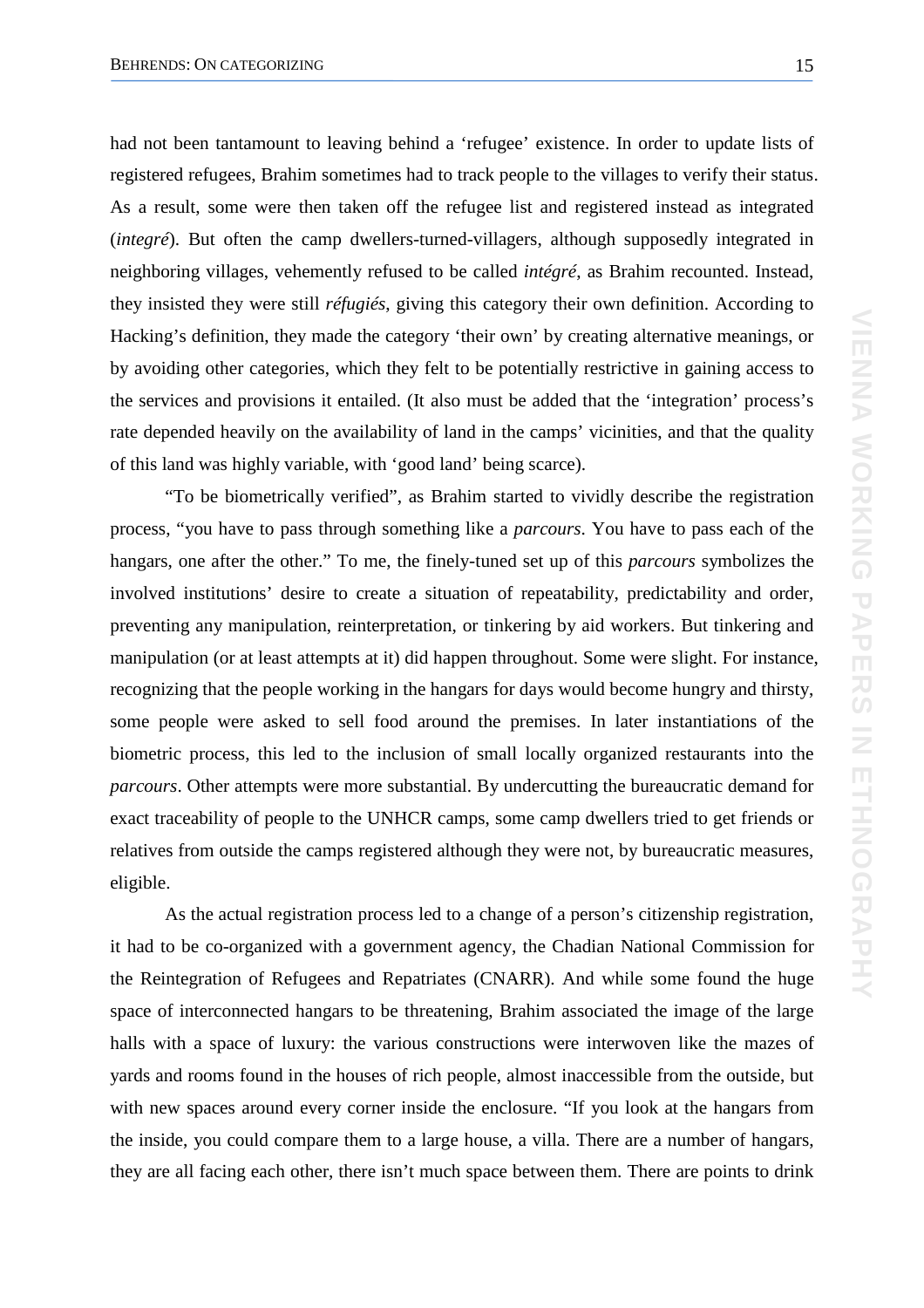had not been tantamount to leaving behind a 'refugee' existence. In order to update lists of registered refugees, Brahim sometimes had to track people to the villages to verify their status. As a result, some were then taken off the refugee list and registered instead as integrated (*integré*). But often the camp dwellers-turned-villagers, although supposedly integrated in neighboring villages, vehemently refused to be called *intégré*, as Brahim recounted. Instead, they insisted they were still *réfugiés*, giving this category their own definition. According to Hacking's definition, they made the category 'their own' by creating alternative meanings, or by avoiding other categories, which they felt to be potentially restrictive in gaining access to the services and provisions it entailed. (It also must be added that the 'integration' process's rate depended heavily on the availability of land in the camps' vicinities, and that the quality of this land was highly variable, with 'good land' being scarce).

"To be biometrically verified", as Brahim started to vividly describe the registration process, "you have to pass through something like a *parcours*. You have to pass each of the hangars, one after the other." To me, the finely-tuned set up of this *parcours* symbolizes the involved institutions' desire to create a situation of repeatability, predictability and order, preventing any manipulation, reinterpretation, or tinkering by aid workers. But tinkering and manipulation (or at least attempts at it) did happen throughout. Some were slight. For instance, recognizing that the people working in the hangars for days would become hungry and thirsty, some people were asked to sell food around the premises. In later instantiations of the biometric process, this led to the inclusion of small locally organized restaurants into the *parcours*. Other attempts were more substantial. By undercutting the bureaucratic demand for exact traceability of people to the UNHCR camps, some camp dwellers tried to get friends or relatives from outside the camps registered although they were not, by bureaucratic measures, eligible.

As the actual registration process led to a change of a person's citizenship registration, it had to be co-organized with a government agency, the Chadian National Commission for the Reintegration of Refugees and Repatriates (CNARR). And while some found the huge space of interconnected hangars to be threatening, Brahim associated the image of the large halls with a space of luxury: the various constructions were interwoven like the mazes of yards and rooms found in the houses of rich people, almost inaccessible from the outside, but with new spaces around every corner inside the enclosure. "If you look at the hangars from the inside, you could compare them to a large house, a villa. There are a number of hangars, they are all facing each other, there isn't much space between them. There are points to drink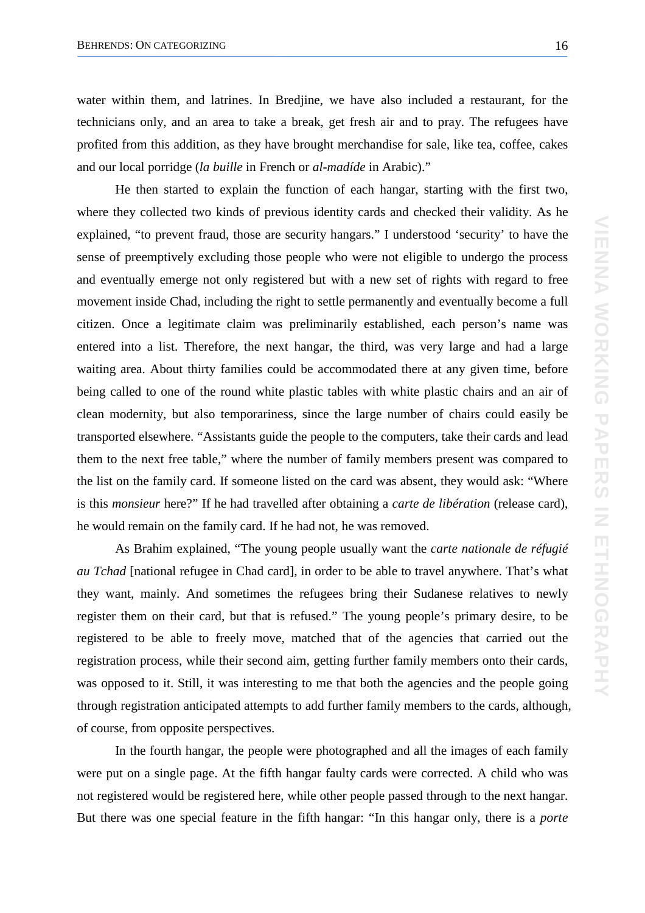water within them, and latrines. In Bredjine, we have also included a restaurant, for the technicians only, and an area to take a break, get fresh air and to pray. The refugees have profited from this addition, as they have brought merchandise for sale, like tea, coffee, cakes and our local porridge (*la buille* in French or *al-madíde* in Arabic)."

He then started to explain the function of each hangar, starting with the first two, where they collected two kinds of previous identity cards and checked their validity. As he explained, "to prevent fraud, those are security hangars." I understood 'security' to have the sense of preemptively excluding those people who were not eligible to undergo the process and eventually emerge not only registered but with a new set of rights with regard to free movement inside Chad, including the right to settle permanently and eventually become a full citizen. Once a legitimate claim was preliminarily established, each person's name was entered into a list. Therefore, the next hangar, the third, was very large and had a large waiting area. About thirty families could be accommodated there at any given time, before being called to one of the round white plastic tables with white plastic chairs and an air of clean modernity, but also temporariness, since the large number of chairs could easily be transported elsewhere. "Assistants guide the people to the computers, take their cards and lead them to the next free table," where the number of family members present was compared to the list on the family card. If someone listed on the card was absent, they would ask: "Where is this *monsieur* here?" If he had travelled after obtaining a *carte de libération* (release card), he would remain on the family card. If he had not, he was removed.

As Brahim explained, "The young people usually want the *carte nationale de réfugié au Tchad* [national refugee in Chad card], in order to be able to travel anywhere. That's what they want, mainly. And sometimes the refugees bring their Sudanese relatives to newly register them on their card, but that is refused." The young people's primary desire, to be registered to be able to freely move, matched that of the agencies that carried out the registration process, while their second aim, getting further family members onto their cards, was opposed to it. Still, it was interesting to me that both the agencies and the people going through registration anticipated attempts to add further family members to the cards, although, of course, from opposite perspectives.

In the fourth hangar, the people were photographed and all the images of each family were put on a single page. At the fifth hangar faulty cards were corrected. A child who was not registered would be registered here, while other people passed through to the next hangar. But there was one special feature in the fifth hangar: "In this hangar only, there is a *porte*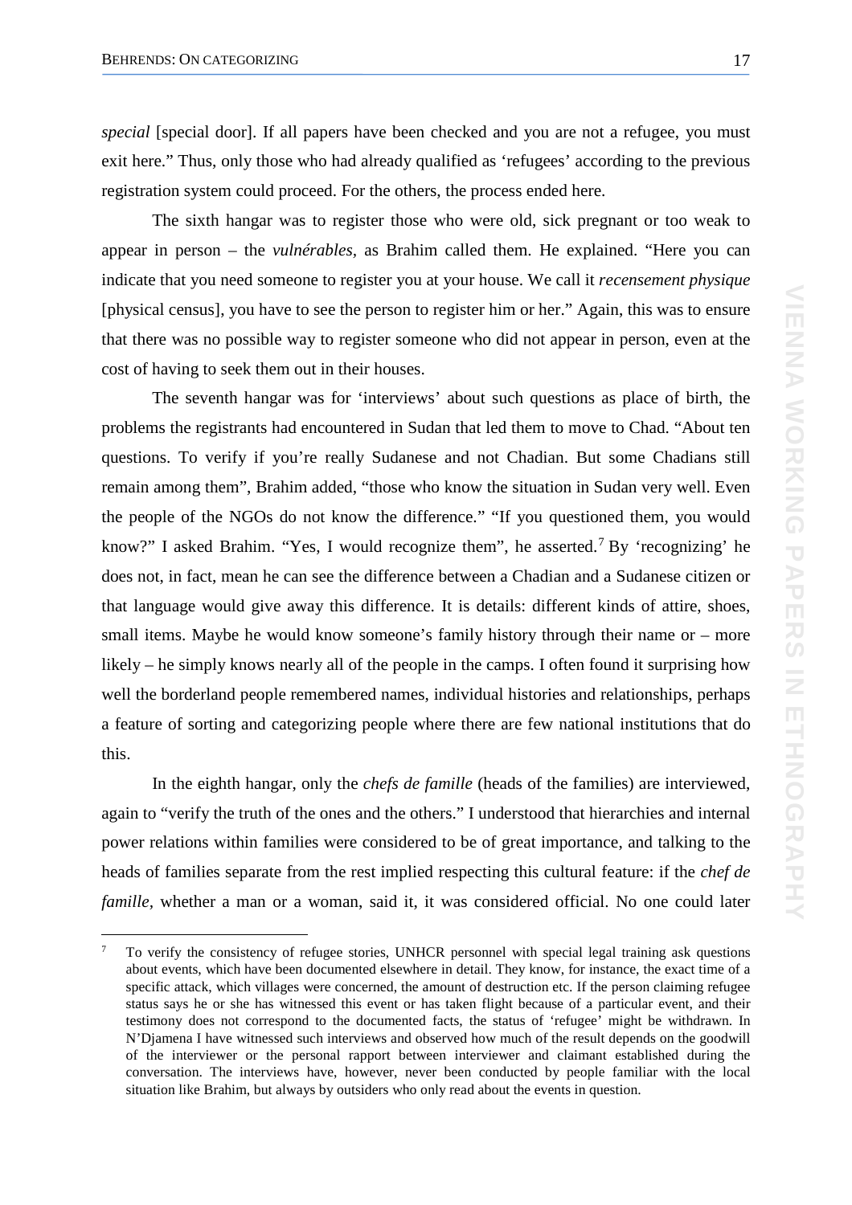*special* [special door]. If all papers have been checked and you are not a refugee, you must exit here." Thus, only those who had already qualified as 'refugees' according to the previous registration system could proceed. For the others, the process ended here.

The sixth hangar was to register those who were old, sick pregnant or too weak to appear in person – the *vulnérables*, as Brahim called them. He explained. "Here you can indicate that you need someone to register you at your house. We call it *recensement physique* [physical census], you have to see the person to register him or her." Again, this was to ensure that there was no possible way to register someone who did not appear in person, even at the cost of having to seek them out in their houses.

The seventh hangar was for 'interviews' about such questions as place of birth, the problems the registrants had encountered in Sudan that led them to move to Chad. "About ten questions. To verify if you're really Sudanese and not Chadian. But some Chadians still remain among them", Brahim added, "those who know the situation in Sudan very well. Even the people of the NGOs do not know the difference." "If you questioned them, you would know?" I asked Brahim. "Yes, I would recognize them", he asserted.[7] By 'recognizing' he does not, in fact, mean he can see the difference between a Chadian and a Sudanese citizen or that language would give away this difference. It is details: different kinds of attire, shoes, small items. Maybe he would know someone's family history through their name or – more likely – he simply knows nearly all of the people in the camps. I often found it surprising how well the borderland people remembered names, individual histories and relationships, perhaps a feature of sorting and categorizing people where there are few national institutions that do this.

In the eighth hangar, only the *chefs de famille* (heads of the families) are interviewed, again to "verify the truth of the ones and the others." I understood that hierarchies and internal power relations within families were considered to be of great importance, and talking to the heads of families separate from the rest implied respecting this cultural feature: if the *chef de famille*, whether a man or a woman, said it, it was considered official. No one could later

---

[7] To verify the consistency of refugee stories, UNHCR personnel with special legal training ask questions about events, which have been documented elsewhere in detail. They know, for instance, the exact time of a specific attack, which villages were concerned, the amount of destruction etc. If the person claiming refugee status says he or she has witnessed this event or has taken flight because of a particular event, and their testimony does not correspond to the documented facts, the status of 'refugee' might be withdrawn. In N'Djamena I have witnessed such interviews and observed how much of the result depends on the goodwill of the interviewer or the personal rapport between interviewer and claimant established during the conversation. The interviews have, however, never been conducted by people familiar with the local situation like Brahim, but always by outsiders who only read about the events in question.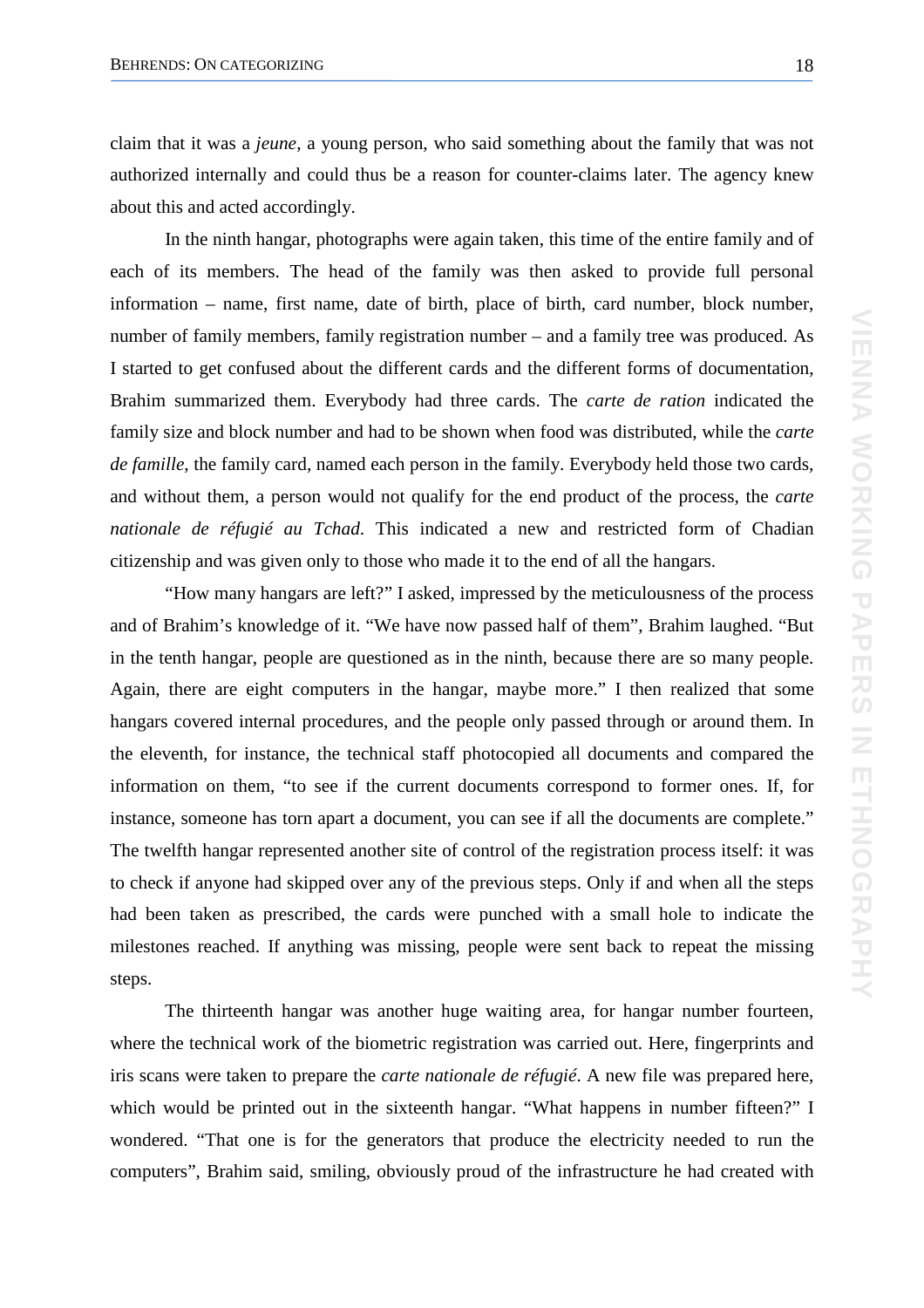claim that it was a *jeune*, a young person, who said something about the family that was not authorized internally and could thus be a reason for counter-claims later. The agency knew about this and acted accordingly.

In the ninth hangar, photographs were again taken, this time of the entire family and of each of its members. The head of the family was then asked to provide full personal information – name, first name, date of birth, place of birth, card number, block number, number of family members, family registration number – and a family tree was produced. As I started to get confused about the different cards and the different forms of documentation, Brahim summarized them. Everybody had three cards. The *carte de ration* indicated the family size and block number and had to be shown when food was distributed, while the *carte de famille*, the family card, named each person in the family. Everybody held those two cards, and without them, a person would not qualify for the end product of the process, the *carte nationale de réfugié au Tchad*. This indicated a new and restricted form of Chadian citizenship and was given only to those who made it to the end of all the hangars.

"How many hangars are left?" I asked, impressed by the meticulousness of the process and of Brahim's knowledge of it. "We have now passed half of them", Brahim laughed. "But in the tenth hangar, people are questioned as in the ninth, because there are so many people. Again, there are eight computers in the hangar, maybe more." I then realized that some hangars covered internal procedures, and the people only passed through or around them. In the eleventh, for instance, the technical staff photocopied all documents and compared the information on them, "to see if the current documents correspond to former ones. If, for instance, someone has torn apart a document, you can see if all the documents are complete." The twelfth hangar represented another site of control of the registration process itself: it was to check if anyone had skipped over any of the previous steps. Only if and when all the steps had been taken as prescribed, the cards were punched with a small hole to indicate the milestones reached. If anything was missing, people were sent back to repeat the missing steps.

The thirteenth hangar was another huge waiting area, for hangar number fourteen, where the technical work of the biometric registration was carried out. Here, fingerprints and iris scans were taken to prepare the *carte nationale de réfugié*. A new file was prepared here, which would be printed out in the sixteenth hangar. "What happens in number fifteen?" I wondered. "That one is for the generators that produce the electricity needed to run the computers", Brahim said, smiling, obviously proud of the infrastructure he had created with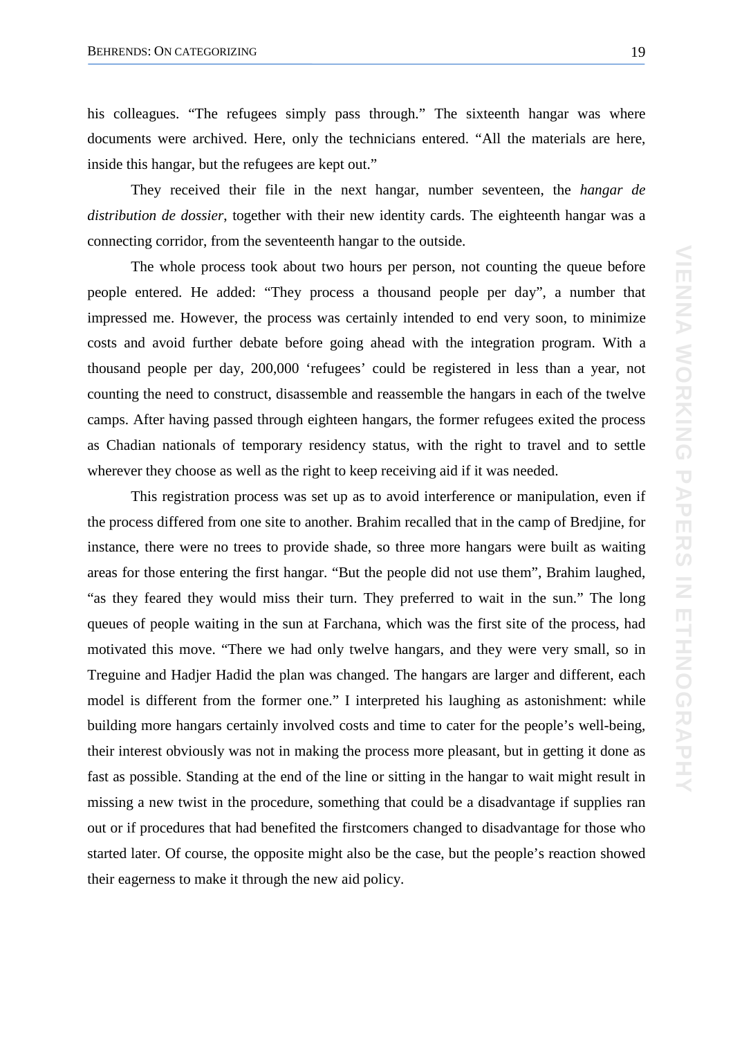his colleagues. "The refugees simply pass through." The sixteenth hangar was where documents were archived. Here, only the technicians entered. "All the materials are here, inside this hangar, but the refugees are kept out."

They received their file in the next hangar, number seventeen, the *hangar de distribution de dossier*, together with their new identity cards. The eighteenth hangar was a connecting corridor, from the seventeenth hangar to the outside.

The whole process took about two hours per person, not counting the queue before people entered. He added: "They process a thousand people per day", a number that impressed me. However, the process was certainly intended to end very soon, to minimize costs and avoid further debate before going ahead with the integration program. With a thousand people per day, 200,000 'refugees' could be registered in less than a year, not counting the need to construct, disassemble and reassemble the hangars in each of the twelve camps. After having passed through eighteen hangars, the former refugees exited the process as Chadian nationals of temporary residency status, with the right to travel and to settle wherever they choose as well as the right to keep receiving aid if it was needed.

This registration process was set up as to avoid interference or manipulation, even if the process differed from one site to another. Brahim recalled that in the camp of Bredjine, for instance, there were no trees to provide shade, so three more hangars were built as waiting areas for those entering the first hangar. "But the people did not use them", Brahim laughed, "as they feared they would miss their turn. They preferred to wait in the sun." The long queues of people waiting in the sun at Farchana, which was the first site of the process, had motivated this move. "There we had only twelve hangars, and they were very small, so in Treguine and Hadjer Hadid the plan was changed. The hangars are larger and different, each model is different from the former one." I interpreted his laughing as astonishment: while building more hangars certainly involved costs and time to cater for the people's well-being, their interest obviously was not in making the process more pleasant, but in getting it done as fast as possible. Standing at the end of the line or sitting in the hangar to wait might result in missing a new twist in the procedure, something that could be a disadvantage if supplies ran out or if procedures that had benefited the firstcomers changed to disadvantage for those who started later. Of course, the opposite might also be the case, but the people's reaction showed their eagerness to make it through the new aid policy.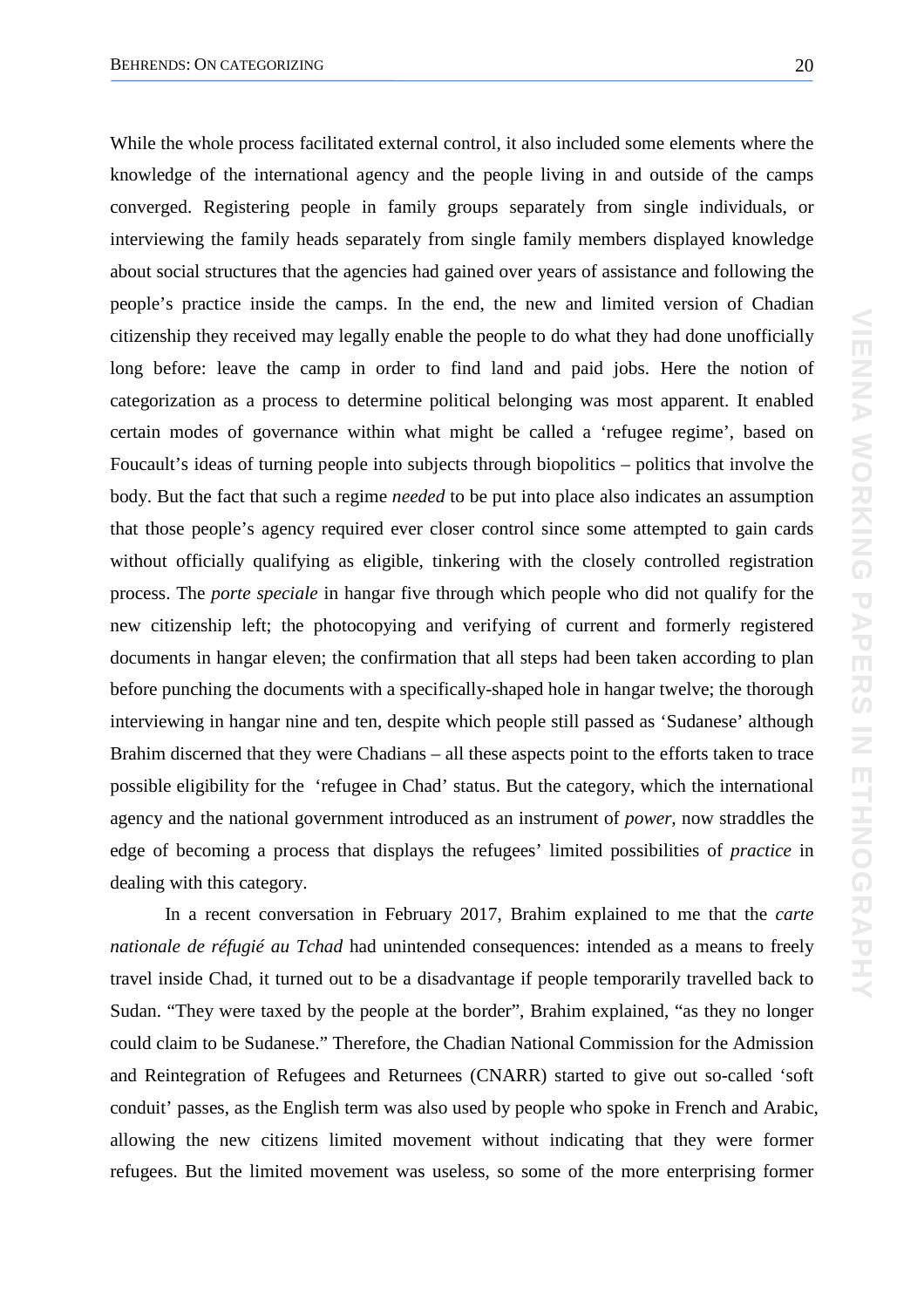While the whole process facilitated external control, it also included some elements where the knowledge of the international agency and the people living in and outside of the camps converged. Registering people in family groups separately from single individuals, or interviewing the family heads separately from single family members displayed knowledge about social structures that the agencies had gained over years of assistance and following the people's practice inside the camps. In the end, the new and limited version of Chadian citizenship they received may legally enable the people to do what they had done unofficially long before: leave the camp in order to find land and paid jobs. Here the notion of categorization as a process to determine political belonging was most apparent. It enabled certain modes of governance within what might be called a 'refugee regime', based on Foucault's ideas of turning people into subjects through biopolitics – politics that involve the body. But the fact that such a regime *needed* to be put into place also indicates an assumption that those people's agency required ever closer control since some attempted to gain cards without officially qualifying as eligible, tinkering with the closely controlled registration process. The *porte speciale* in hangar five through which people who did not qualify for the new citizenship left; the photocopying and verifying of current and formerly registered documents in hangar eleven; the confirmation that all steps had been taken according to plan before punching the documents with a specifically-shaped hole in hangar twelve; the thorough interviewing in hangar nine and ten, despite which people still passed as 'Sudanese' although Brahim discerned that they were Chadians – all these aspects point to the efforts taken to trace possible eligibility for the 'refugee in Chad' status. But the category, which the international agency and the national government introduced as an instrument of *power*, now straddles the edge of becoming a process that displays the refugees' limited possibilities of *practice* in dealing with this category.

In a recent conversation in February 2017, Brahim explained to me that the *carte nationale de réfugié au Tchad* had unintended consequences: intended as a means to freely travel inside Chad, it turned out to be a disadvantage if people temporarily travelled back to Sudan. "They were taxed by the people at the border", Brahim explained, "as they no longer could claim to be Sudanese." Therefore, the Chadian National Commission for the Admission and Reintegration of Refugees and Returnees (CNARR) started to give out so-called 'soft conduit' passes, as the English term was also used by people who spoke in French and Arabic, allowing the new citizens limited movement without indicating that they were former refugees. But the limited movement was useless, so some of the more enterprising former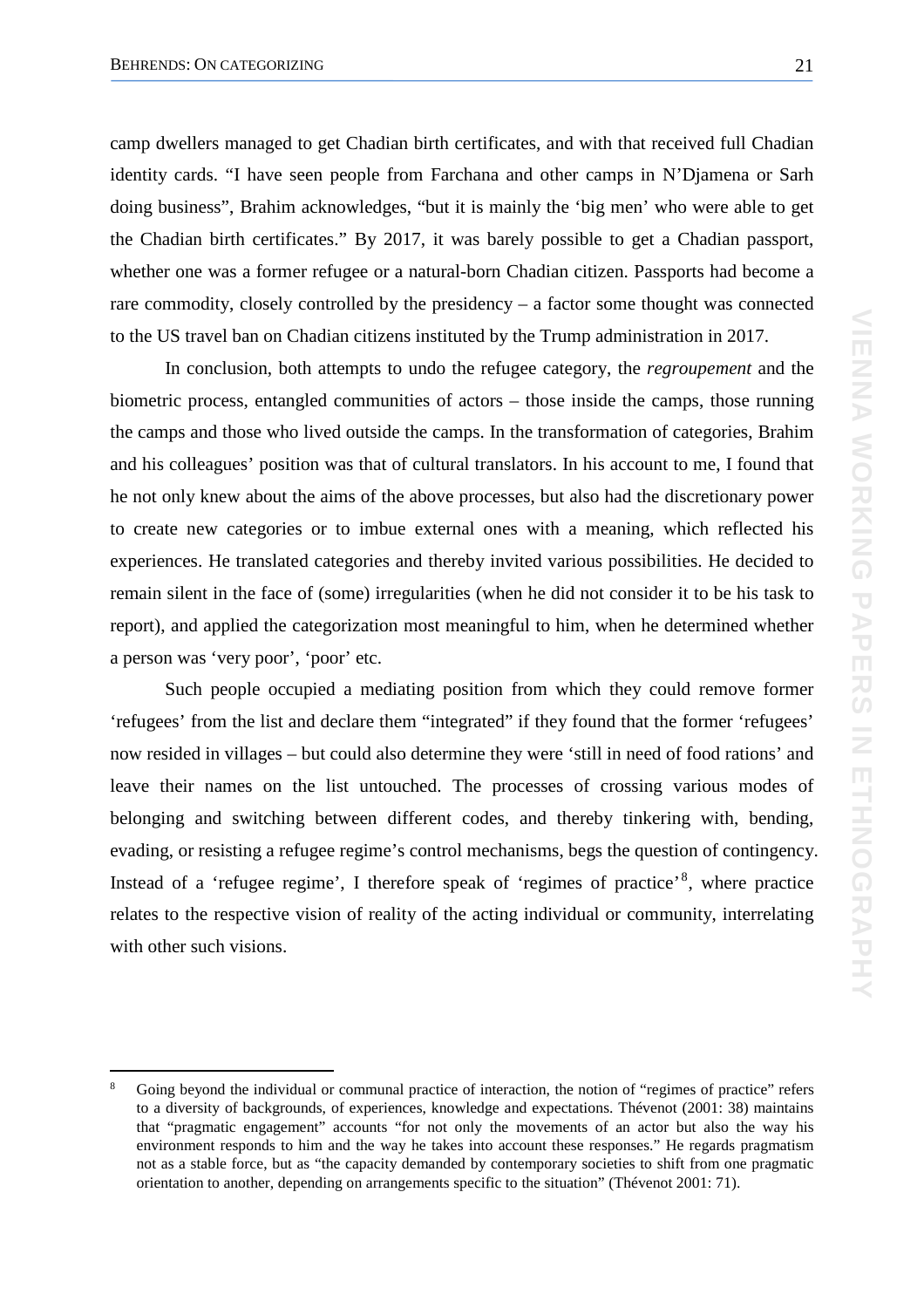camp dwellers managed to get Chadian birth certificates, and with that received full Chadian identity cards. "I have seen people from Farchana and other camps in N'Djamena or Sarh doing business", Brahim acknowledges, "but it is mainly the 'big men' who were able to get the Chadian birth certificates." By 2017, it was barely possible to get a Chadian passport, whether one was a former refugee or a natural-born Chadian citizen. Passports had become a rare commodity, closely controlled by the presidency – a factor some thought was connected to the US travel ban on Chadian citizens instituted by the Trump administration in 2017.

In conclusion, both attempts to undo the refugee category, the *regroupement* and the biometric process, entangled communities of actors – those inside the camps, those running the camps and those who lived outside the camps. In the transformation of categories, Brahim and his colleagues' position was that of cultural translators. In his account to me, I found that he not only knew about the aims of the above processes, but also had the discretionary power to create new categories or to imbue external ones with a meaning, which reflected his experiences. He translated categories and thereby invited various possibilities. He decided to remain silent in the face of (some) irregularities (when he did not consider it to be his task to report), and applied the categorization most meaningful to him, when he determined whether a person was 'very poor', 'poor' etc.

Such people occupied a mediating position from which they could remove former 'refugees' from the list and declare them "integrated" if they found that the former 'refugees' now resided in villages – but could also determine they were 'still in need of food rations' and leave their names on the list untouched. The processes of crossing various modes of belonging and switching between different codes, and thereby tinkering with, bending, evading, or resisting a refugee regime's control mechanisms, begs the question of contingency. Instead of a 'refugee regime', I therefore speak of 'regimes of practice'[8], where practice relates to the respective vision of reality of the acting individual or community, interrelating with other such visions.

---

[8] Going beyond the individual or communal practice of interaction, the notion of "regimes of practice" refers to a diversity of backgrounds, of experiences, knowledge and expectations. Thévenot (2001: 38) maintains that "pragmatic engagement" accounts "for not only the movements of an actor but also the way his environment responds to him and the way he takes into account these responses." He regards pragmatism not as a stable force, but as "the capacity demanded by contemporary societies to shift from one pragmatic orientation to another, depending on arrangements specific to the situation" (Thévenot 2001: 71).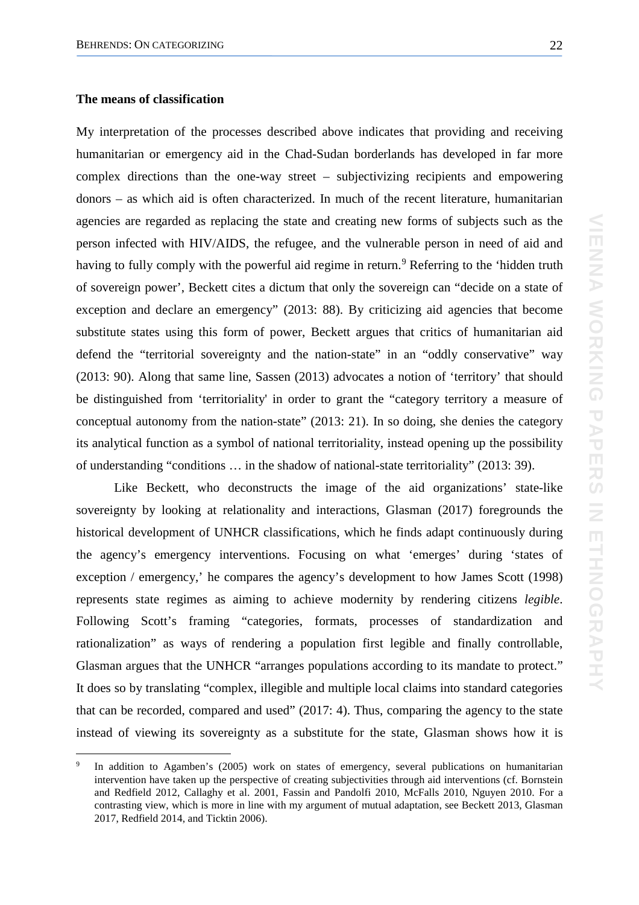**The means of classification**

My interpretation of the processes described above indicates that providing and receiving humanitarian or emergency aid in the Chad-Sudan borderlands has developed in far more complex directions than the one-way street – subjectivizing recipients and empowering donors – as which aid is often characterized. In much of the recent literature, humanitarian agencies are regarded as replacing the state and creating new forms of subjects such as the person infected with HIV/AIDS, the refugee, and the vulnerable person in need of aid and having to fully comply with the powerful aid regime in return.[9] Referring to the 'hidden truth of sovereign power', Beckett cites a dictum that only the sovereign can "decide on a state of exception and declare an emergency" (2013: 88). By criticizing aid agencies that become substitute states using this form of power, Beckett argues that critics of humanitarian aid defend the "territorial sovereignty and the nation-state" in an "oddly conservative" way (2013: 90). Along that same line, Sassen (2013) advocates a notion of 'territory' that should be distinguished from 'territoriality' in order to grant the "category territory a measure of conceptual autonomy from the nation-state" (2013: 21). In so doing, she denies the category its analytical function as a symbol of national territoriality, instead opening up the possibility of understanding "conditions … in the shadow of national-state territoriality" (2013: 39).

Like Beckett, who deconstructs the image of the aid organizations' state-like sovereignty by looking at relationality and interactions, Glasman (2017) foregrounds the historical development of UNHCR classifications, which he finds adapt continuously during the agency's emergency interventions. Focusing on what 'emerges' during 'states of exception / emergency,' he compares the agency's development to how James Scott (1998) represents state regimes as aiming to achieve modernity by rendering citizens *legible*. Following Scott's framing "categories, formats, processes of standardization and rationalization" as ways of rendering a population first legible and finally controllable, Glasman argues that the UNHCR "arranges populations according to its mandate to protect." It does so by translating "complex, illegible and multiple local claims into standard categories that can be recorded, compared and used" (2017: 4). Thus, comparing the agency to the state instead of viewing its sovereignty as a substitute for the state, Glasman shows how it is

---

[9] In addition to Agamben's (2005) work on states of emergency, several publications on humanitarian intervention have taken up the perspective of creating subjectivities through aid interventions (cf. Bornstein and Redfield 2012, Callaghy et al. 2001, Fassin and Pandolfi 2010, McFalls 2010, Nguyen 2010. For a contrasting view, which is more in line with my argument of mutual adaptation, see Beckett 2013, Glasman 2017, Redfield 2014, and Ticktin 2006).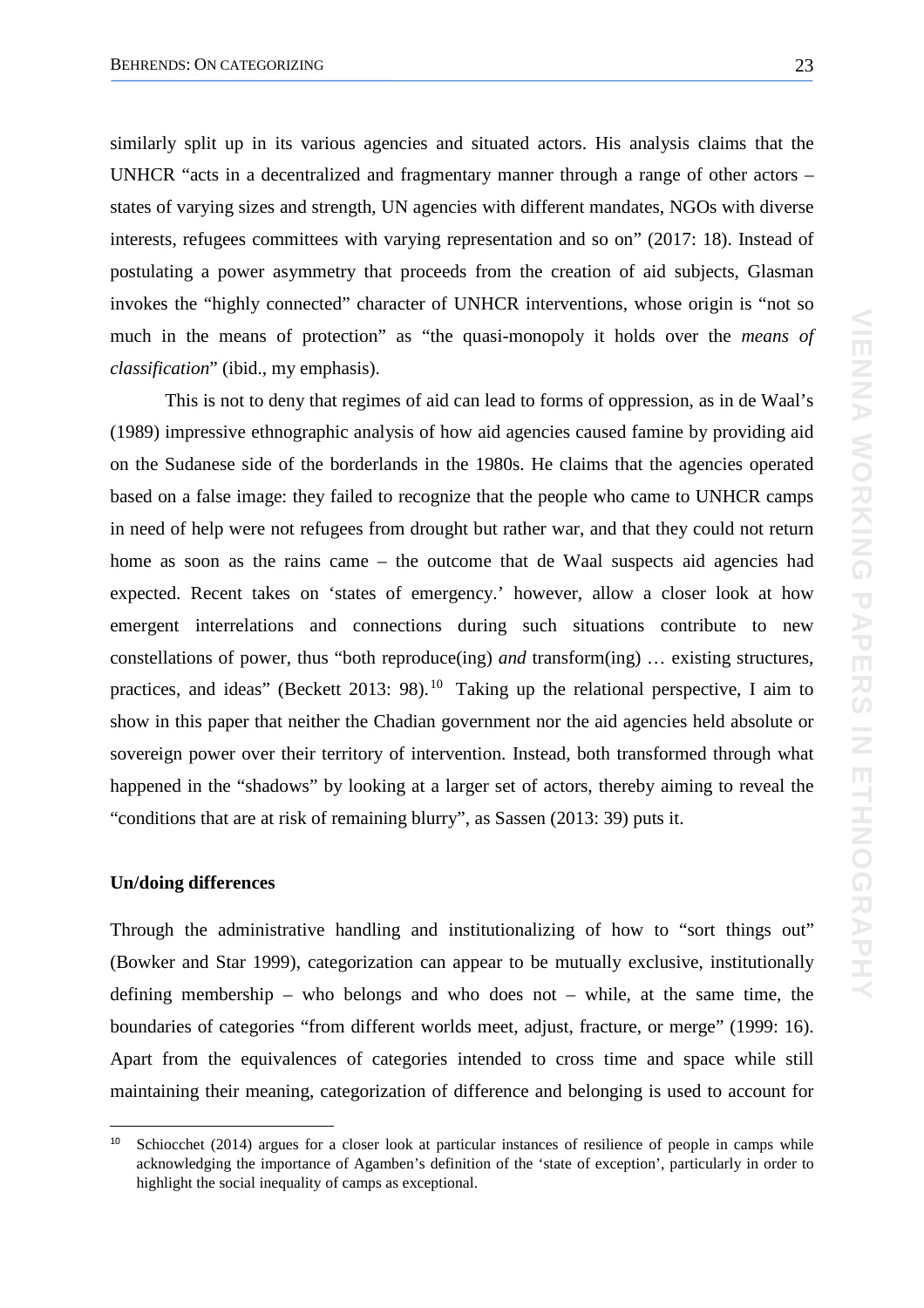similarly split up in its various agencies and situated actors. His analysis claims that the UNHCR "acts in a decentralized and fragmentary manner through a range of other actors – states of varying sizes and strength, UN agencies with different mandates, NGOs with diverse interests, refugees committees with varying representation and so on" (2017: 18). Instead of postulating a power asymmetry that proceeds from the creation of aid subjects, Glasman invokes the "highly connected" character of UNHCR interventions, whose origin is "not so much in the means of protection" as "the quasi-monopoly it holds over the *means of classification*" (ibid., my emphasis).

This is not to deny that regimes of aid can lead to forms of oppression, as in de Waal's (1989) impressive ethnographic analysis of how aid agencies caused famine by providing aid on the Sudanese side of the borderlands in the 1980s. He claims that the agencies operated based on a false image: they failed to recognize that the people who came to UNHCR camps in need of help were not refugees from drought but rather war, and that they could not return home as soon as the rains came – the outcome that de Waal suspects aid agencies had expected. Recent takes on 'states of emergency.' however, allow a closer look at how emergent interrelations and connections during such situations contribute to new constellations of power, thus "both reproduce(ing) *and* transform(ing) … existing structures, practices, and ideas" (Beckett 2013: 98).[10] Taking up the relational perspective, I aim to show in this paper that neither the Chadian government nor the aid agencies held absolute or sovereign power over their territory of intervention. Instead, both transformed through what happened in the "shadows" by looking at a larger set of actors, thereby aiming to reveal the "conditions that are at risk of remaining blurry", as Sassen (2013: 39) puts it.

**Un/doing differences**

Through the administrative handling and institutionalizing of how to "sort things out" (Bowker and Star 1999), categorization can appear to be mutually exclusive, institutionally defining membership – who belongs and who does not – while, at the same time, the boundaries of categories "from different worlds meet, adjust, fracture, or merge" (1999: 16). Apart from the equivalences of categories intended to cross time and space while still maintaining their meaning, categorization of difference and belonging is used to account for

[10] Schiocchet (2014) argues for a closer look at particular instances of resilience of people in camps while acknowledging the importance of Agamben's definition of the 'state of exception', particularly in order to highlight the social inequality of camps as exceptional.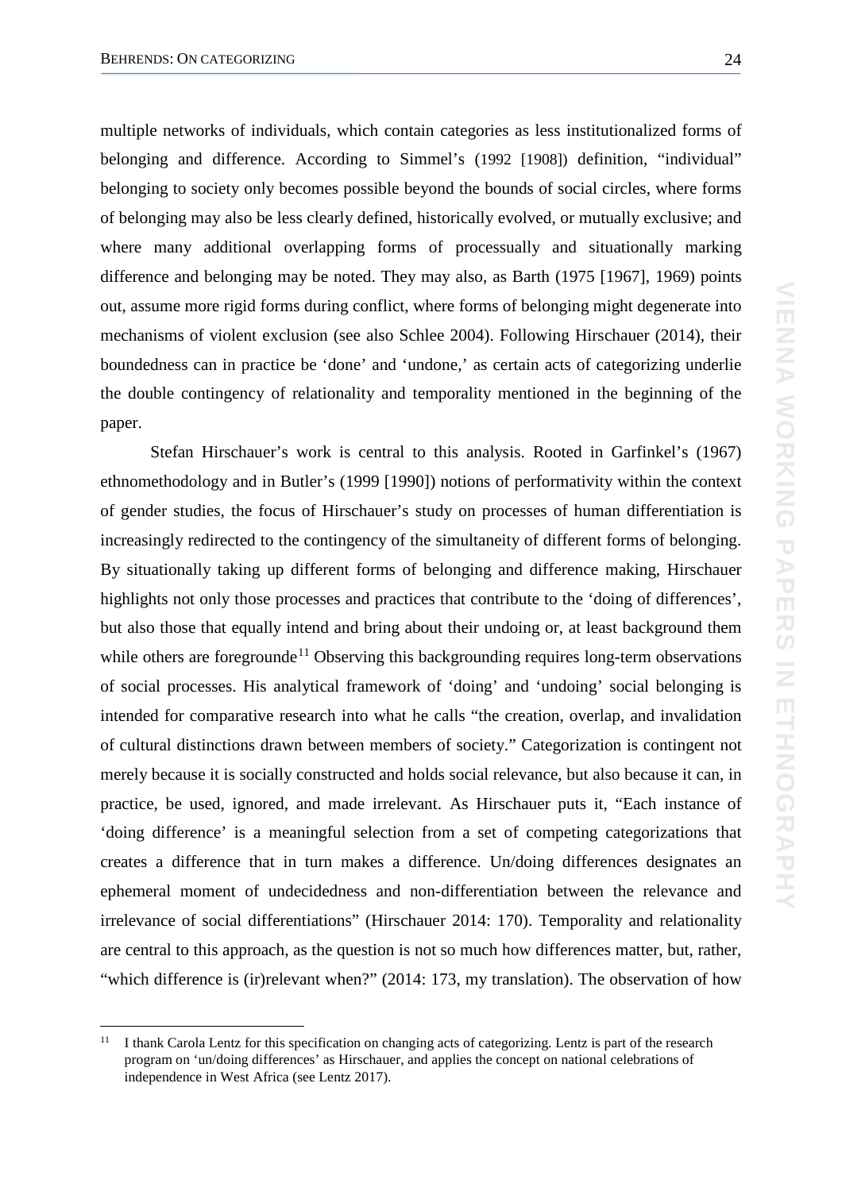multiple networks of individuals, which contain categories as less institutionalized forms of belonging and difference. According to Simmel's (1992 [1908]) definition, "individual" belonging to society only becomes possible beyond the bounds of social circles, where forms of belonging may also be less clearly defined, historically evolved, or mutually exclusive; and where many additional overlapping forms of processually and situationally marking difference and belonging may be noted. They may also, as Barth (1975 [1967], 1969) points out, assume more rigid forms during conflict, where forms of belonging might degenerate into mechanisms of violent exclusion (see also Schlee 2004). Following Hirschauer (2014), their boundedness can in practice be 'done' and 'undone,' as certain acts of categorizing underlie the double contingency of relationality and temporality mentioned in the beginning of the paper.

Stefan Hirschauer's work is central to this analysis. Rooted in Garfinkel's (1967) ethnomethodology and in Butler's (1999 [1990]) notions of performativity within the context of gender studies, the focus of Hirschauer's study on processes of human differentiation is increasingly redirected to the contingency of the simultaneity of different forms of belonging. By situationally taking up different forms of belonging and difference making, Hirschauer highlights not only those processes and practices that contribute to the 'doing of differences', but also those that equally intend and bring about their undoing or, at least background them while others are foregrounde[11] Observing this backgrounding requires long-term observations of social processes. His analytical framework of 'doing' and 'undoing' social belonging is intended for comparative research into what he calls "the creation, overlap, and invalidation of cultural distinctions drawn between members of society." Categorization is contingent not merely because it is socially constructed and holds social relevance, but also because it can, in practice, be used, ignored, and made irrelevant. As Hirschauer puts it, "Each instance of 'doing difference' is a meaningful selection from a set of competing categorizations that creates a difference that in turn makes a difference. Un/doing differences designates an ephemeral moment of undecidedness and non-differentiation between the relevance and irrelevance of social differentiations" (Hirschauer 2014: 170). Temporality and relationality are central to this approach, as the question is not so much how differences matter, but, rather, "which difference is (ir)relevant when?" (2014: 173, my translation). The observation of how

[11] I thank Carola Lentz for this specification on changing acts of categorizing. Lentz is part of the research program on 'un/doing differences' as Hirschauer, and applies the concept on national celebrations of independence in West Africa (see Lentz 2017).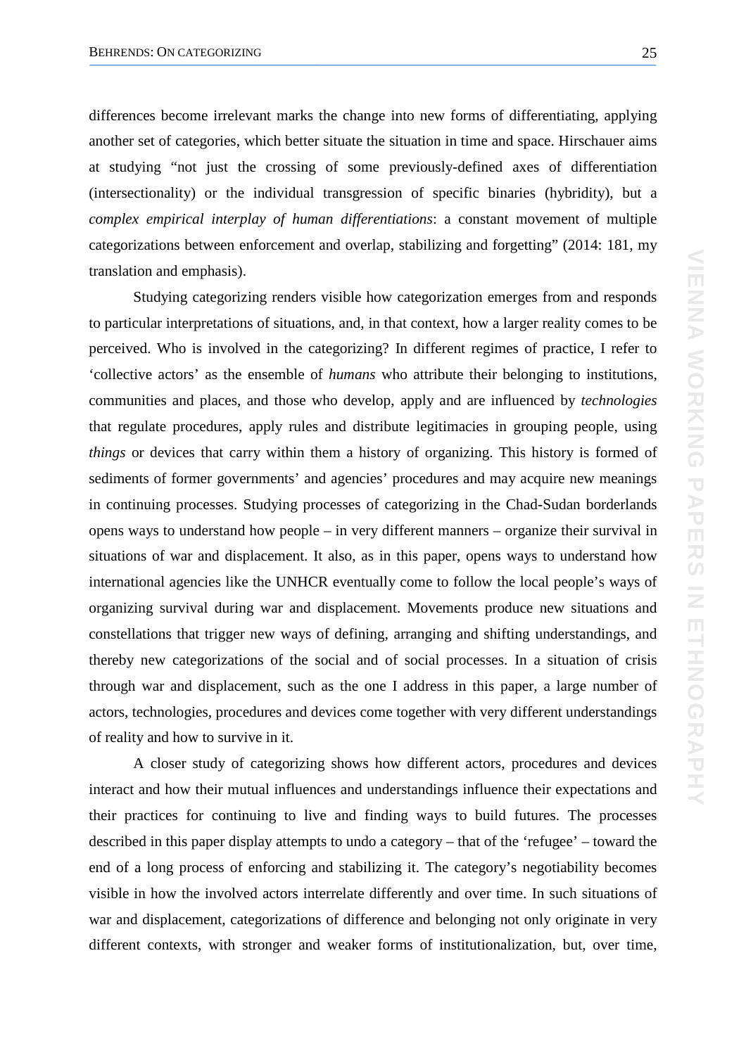differences become irrelevant marks the change into new forms of differentiating, applying another set of categories, which better situate the situation in time and space. Hirschauer aims at studying “not just the crossing of some previously-defined axes of differentiation (intersectionality) or the individual transgression of specific binaries (hybridity), but a *complex empirical interplay of human differentiations*: a constant movement of multiple categorizations between enforcement and overlap, stabilizing and forgetting” (2014: 181, my translation and emphasis).

Studying categorizing renders visible how categorization emerges from and responds to particular interpretations of situations, and, in that context, how a larger reality comes to be perceived. Who is involved in the categorizing? In different regimes of practice, I refer to ‘collective actors’ as the ensemble of *humans* who attribute their belonging to institutions, communities and places, and those who develop, apply and are influenced by *technologies* that regulate procedures, apply rules and distribute legitimacies in grouping people, using *things* or devices that carry within them a history of organizing. This history is formed of sediments of former governments’ and agencies’ procedures and may acquire new meanings in continuing processes. Studying processes of categorizing in the Chad-Sudan borderlands opens ways to understand how people – in very different manners – organize their survival in situations of war and displacement. It also, as in this paper, opens ways to understand how international agencies like the UNHCR eventually come to follow the local people’s ways of organizing survival during war and displacement. Movements produce new situations and constellations that trigger new ways of defining, arranging and shifting understandings, and thereby new categorizations of the social and of social processes. In a situation of crisis through war and displacement, such as the one I address in this paper, a large number of actors, technologies, procedures and devices come together with very different understandings of reality and how to survive in it.

A closer study of categorizing shows how different actors, procedures and devices interact and how their mutual influences and understandings influence their expectations and their practices for continuing to live and finding ways to build futures. The processes described in this paper display attempts to undo a category – that of the ‘refugee’ – toward the end of a long process of enforcing and stabilizing it. The category’s negotiability becomes visible in how the involved actors interrelate differently and over time. In such situations of war and displacement, categorizations of difference and belonging not only originate in very different contexts, with stronger and weaker forms of institutionalization, but, over time,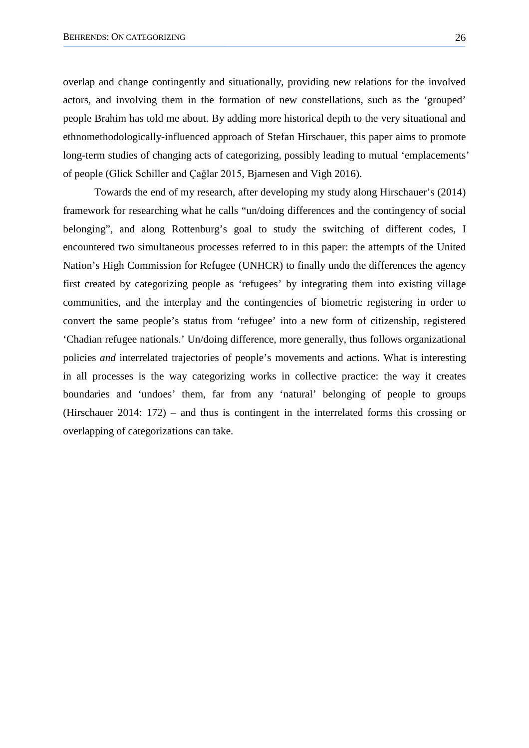overlap and change contingently and situationally, providing new relations for the involved actors, and involving them in the formation of new constellations, such as the ‘grouped’ people Brahim has told me about. By adding more historical depth to the very situational and ethnomethodologically-influenced approach of Stefan Hirschauer, this paper aims to promote long-term studies of changing acts of categorizing, possibly leading to mutual ‘emplacements’ of people (Glick Schiller and Çağlar 2015, Bjarnesen and Vigh 2016).

Towards the end of my research, after developing my study along Hirschauer’s (2014) framework for researching what he calls “un/doing differences and the contingency of social belonging”, and along Rottenburg’s goal to study the switching of different codes, I encountered two simultaneous processes referred to in this paper: the attempts of the United Nation’s High Commission for Refugee (UNHCR) to finally undo the differences the agency first created by categorizing people as ‘refugees’ by integrating them into existing village communities, and the interplay and the contingencies of biometric registering in order to convert the same people’s status from ‘refugee’ into a new form of citizenship, registered ‘Chadian refugee nationals.’ Un/doing difference, more generally, thus follows organizational policies *and* interrelated trajectories of people’s movements and actions. What is interesting in all processes is the way categorizing works in collective practice: the way it creates boundaries and ‘undoes’ them, far from any ‘natural’ belonging of people to groups (Hirschauer 2014: 172) – and thus is contingent in the interrelated forms this crossing or overlapping of categorizations can take.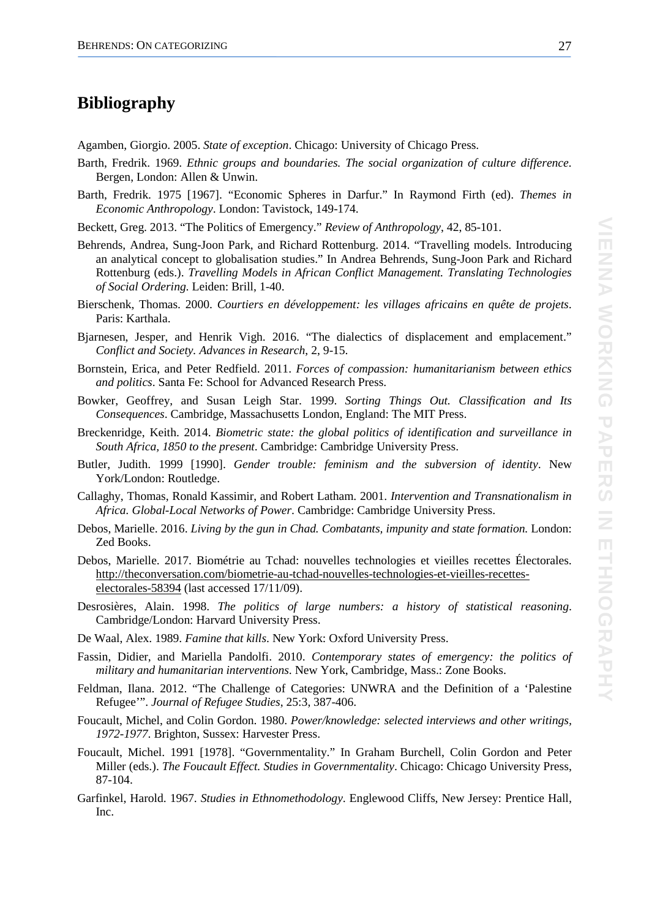## Bibliography

Agamben, Giorgio. 2005. *State of exception*. Chicago: University of Chicago Press.

Barth, Fredrik. 1969. *Ethnic groups and boundaries. The social organization of culture difference*. Bergen, London: Allen & Unwin.

Barth, Fredrik. 1975 [1967]. "Economic Spheres in Darfur." In Raymond Firth (ed). *Themes in Economic Anthropology*. London: Tavistock, 149-174.

Beckett, Greg. 2013. "The Politics of Emergency." *Review of Anthropology*, 42, 85-101.

Behrends, Andrea, Sung-Joon Park, and Richard Rottenburg. 2014. "Travelling models. Introducing an analytical concept to globalisation studies." In Andrea Behrends, Sung-Joon Park and Richard Rottenburg (eds.). *Travelling Models in African Conflict Management. Translating Technologies of Social Ordering*. Leiden: Brill, 1-40.

Bierschenk, Thomas. 2000. *Courtiers en développement: les villages africains en quête de projets*. Paris: Karthala.

Bjarnesen, Jesper, and Henrik Vigh. 2016. "The dialectics of displacement and emplacement." *Conflict and Society. Advances in Research*, 2, 9-15.

Bornstein, Erica, and Peter Redfield. 2011. *Forces of compassion: humanitarianism between ethics and politics*. Santa Fe: School for Advanced Research Press.

Bowker, Geoffrey, and Susan Leigh Star. 1999. *Sorting Things Out. Classification and Its Consequences*. Cambridge, Massachusetts London, England: The MIT Press.

Breckenridge, Keith. 2014. *Biometric state: the global politics of identification and surveillance in South Africa, 1850 to the present*. Cambridge: Cambridge University Press.

Butler, Judith. 1999 [1990]. *Gender trouble: feminism and the subversion of identity*. New York/London: Routledge.

Callaghy, Thomas, Ronald Kassimir, and Robert Latham. 2001. *Intervention and Transnationalism in Africa. Global-Local Networks of Power*. Cambridge: Cambridge University Press.

Debos, Marielle. 2016. *Living by the gun in Chad. Combatants, impunity and state formation.* London: Zed Books.

Debos, Marielle. 2017. Biométrie au Tchad: nouvelles technologies et vieilles recettes Électorales. http://theconversation.com/biometrie-au-tchad-nouvelles-technologies-et-vieilles-recettes-electorales-58394 (last accessed 17/11/09).

Desrosières, Alain. 1998. *The politics of large numbers: a history of statistical reasoning*. Cambridge/London: Harvard University Press.

De Waal, Alex. 1989. *Famine that kills*. New York: Oxford University Press.

Fassin, Didier, and Mariella Pandolfi. 2010. *Contemporary states of emergency: the politics of military and humanitarian interventions*. New York, Cambridge, Mass.: Zone Books.

Feldman, Ilana. 2012. "The Challenge of Categories: UNWRA and the Definition of a 'Palestine Refugee'". *Journal of Refugee Studies*, 25:3, 387-406.

Foucault, Michel, and Colin Gordon. 1980. *Power/knowledge: selected interviews and other writings, 1972-1977*. Brighton, Sussex: Harvester Press.

Foucault, Michel. 1991 [1978]. "Governmentality." In Graham Burchell, Colin Gordon and Peter Miller (eds.). *The Foucault Effect. Studies in Governmentality*. Chicago: Chicago University Press, 87-104.

Garfinkel, Harold. 1967. *Studies in Ethnomethodology*. Englewood Cliffs, New Jersey: Prentice Hall, Inc.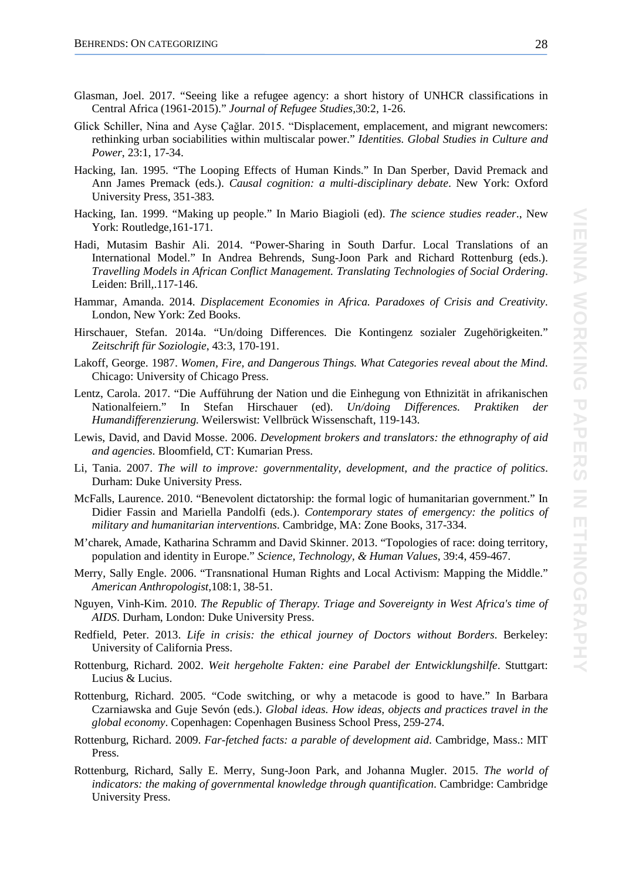Glasman, Joel. 2017. "Seeing like a refugee agency: a short history of UNHCR classifications in Central Africa (1961-2015)." *Journal of Refugee Studies*,30:2, 1-26.

Glick Schiller, Nina and Ayse Çağlar. 2015. "Displacement, emplacement, and migrant newcomers: rethinking urban sociabilities within multiscalar power." *Identities. Global Studies in Culture and Power*, 23:1, 17-34.

Hacking, Ian. 1995. "The Looping Effects of Human Kinds." In Dan Sperber, David Premack and Ann James Premack (eds.). *Causal cognition: a multi-disciplinary debate*. New York: Oxford University Press, 351-383.

Hacking, Ian. 1999. "Making up people." In Mario Biagioli (ed). *The science studies reader*., New York: Routledge,161-171.

Hadi, Mutasim Bashir Ali. 2014. "Power-Sharing in South Darfur. Local Translations of an International Model." In Andrea Behrends, Sung-Joon Park and Richard Rottenburg (eds.). *Travelling Models in African Conflict Management. Translating Technologies of Social Ordering*. Leiden: Brill,.117-146.

Hammar, Amanda. 2014. *Displacement Economies in Africa. Paradoxes of Crisis and Creativity*. London, New York: Zed Books.

Hirschauer, Stefan. 2014a. "Un/doing Differences. Die Kontingenz sozialer Zugehörigkeiten." *Zeitschrift für Soziologie*, 43:3, 170-191.

Lakoff, George. 1987. *Women, Fire, and Dangerous Things. What Categories reveal about the Mind*. Chicago: University of Chicago Press.

Lentz, Carola. 2017. "Die Aufführung der Nation und die Einhegung von Ethnizität in afrikanischen Nationalfeiern." In Stefan Hirschauer (ed). *Un/doing Differences. Praktiken der Humandifferenzierung*. Weilerswist: Vellbrück Wissenschaft, 119-143.

Lewis, David, and David Mosse. 2006. *Development brokers and translators: the ethnography of aid and agencies*. Bloomfield, CT: Kumarian Press.

Li, Tania. 2007. *The will to improve: governmentality, development, and the practice of politics*. Durham: Duke University Press.

McFalls, Laurence. 2010. "Benevolent dictatorship: the formal logic of humanitarian government." In Didier Fassin and Mariella Pandolfi (eds.). *Contemporary states of emergency: the politics of military and humanitarian interventions*. Cambridge, MA: Zone Books, 317-334.

M'charek, Amade, Katharina Schramm and David Skinner. 2013. "Topologies of race: doing territory, population and identity in Europe." *Science, Technology, & Human Values*, 39:4, 459-467.

Merry, Sally Engle. 2006. "Transnational Human Rights and Local Activism: Mapping the Middle." *American Anthropologist*,108:1, 38-51.

Nguyen, Vinh-Kim. 2010. *The Republic of Therapy. Triage and Sovereignty in West Africa's time of AIDS*. Durham, London: Duke University Press.

Redfield, Peter. 2013. *Life in crisis: the ethical journey of Doctors without Borders*. Berkeley: University of California Press.

Rottenburg, Richard. 2002. *Weit hergeholte Fakten: eine Parabel der Entwicklungshilfe*. Stuttgart: Lucius & Lucius.

Rottenburg, Richard. 2005. "Code switching, or why a metacode is good to have." In Barbara Czarniawska and Guje Sevón (eds.). *Global ideas. How ideas, objects and practices travel in the global economy*. Copenhagen: Copenhagen Business School Press, 259-274.

Rottenburg, Richard. 2009. *Far-fetched facts: a parable of development aid*. Cambridge, Mass.: MIT Press.

Rottenburg, Richard, Sally E. Merry, Sung-Joon Park, and Johanna Mugler. 2015. *The world of indicators: the making of governmental knowledge through quantification*. Cambridge: Cambridge University Press.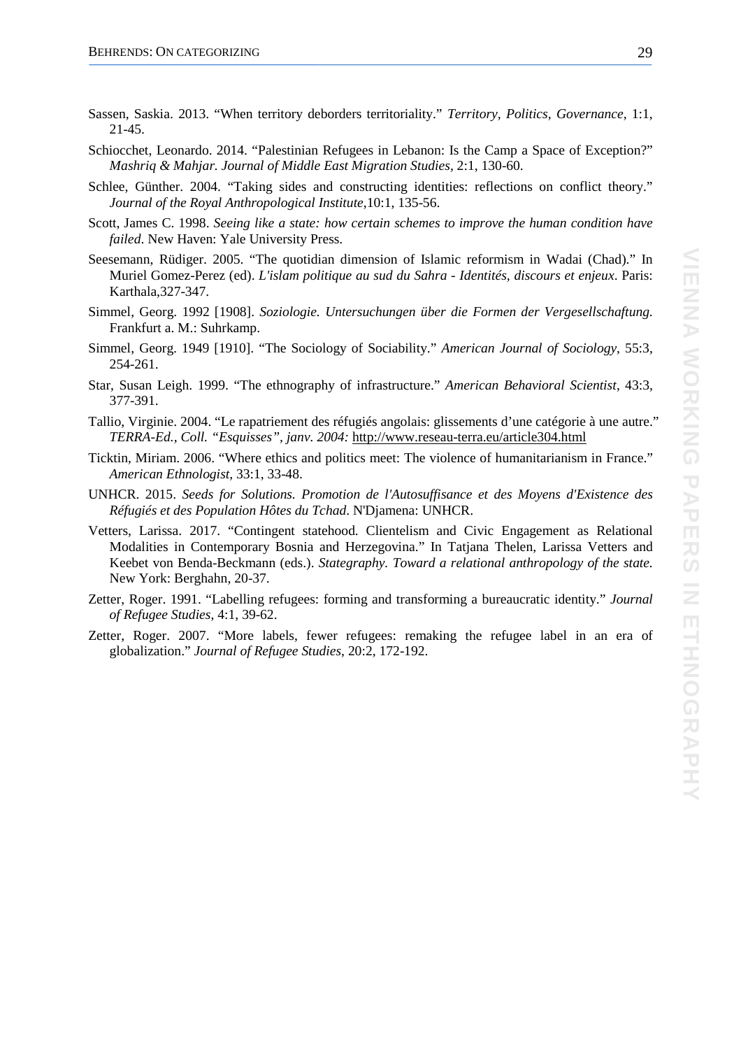Sassen, Saskia. 2013. "When territory deborders territoriality." *Territory, Politics, Governance*, 1:1, 21-45.

Schiocchet, Leonardo. 2014. "Palestinian Refugees in Lebanon: Is the Camp a Space of Exception?" *Mashriq & Mahjar. Journal of Middle East Migration Studies*, 2:1, 130-60.

Schlee, Günther. 2004. "Taking sides and constructing identities: reflections on conflict theory." *Journal of the Royal Anthropological Institute*,10:1, 135-56.

Scott, James C. 1998. *Seeing like a state: how certain schemes to improve the human condition have failed*. New Haven: Yale University Press.

Seesemann, Rüdiger. 2005. "The quotidian dimension of Islamic reformism in Wadai (Chad)." In Muriel Gomez-Perez (ed). *L'islam politique au sud du Sahra - Identités, discours et enjeux*. Paris: Karthala,327-347.

Simmel, Georg. 1992 [1908]. *Soziologie. Untersuchungen über die Formen der Vergesellschaftung.* Frankfurt a. M.: Suhrkamp.

Simmel, Georg. 1949 [1910]. "The Sociology of Sociability." *American Journal of Sociology*, 55:3, 254-261.

Star, Susan Leigh. 1999. "The ethnography of infrastructure." *American Behavioral Scientist*, 43:3, 377-391.

Tallio, Virginie. 2004. "Le rapatriement des réfugiés angolais: glissements d'une catégorie à une autre." *TERRA-Ed., Coll. "Esquisses", janv. 2004:* http://www.reseau-terra.eu/article304.html

Ticktin, Miriam. 2006. "Where ethics and politics meet: The violence of humanitarianism in France." *American Ethnologist*, 33:1, 33-48.

UNHCR. 2015. *Seeds for Solutions. Promotion de l'Autosuffisance et des Moyens d'Existence des Réfugiés et des Population Hôtes du Tchad*. N'Djamena: UNHCR.

Vetters, Larissa. 2017. "Contingent statehood. Clientelism and Civic Engagement as Relational Modalities in Contemporary Bosnia and Herzegovina." In Tatjana Thelen, Larissa Vetters and Keebet von Benda-Beckmann (eds.). *Stategraphy. Toward a relational anthropology of the state.* New York: Berghahn, 20-37.

Zetter, Roger. 1991. "Labelling refugees: forming and transforming a bureaucratic identity." *Journal of Refugee Studies*, 4:1, 39-62.

Zetter, Roger. 2007. "More labels, fewer refugees: remaking the refugee label in an era of globalization." *Journal of Refugee Studies*, 20:2, 172-192.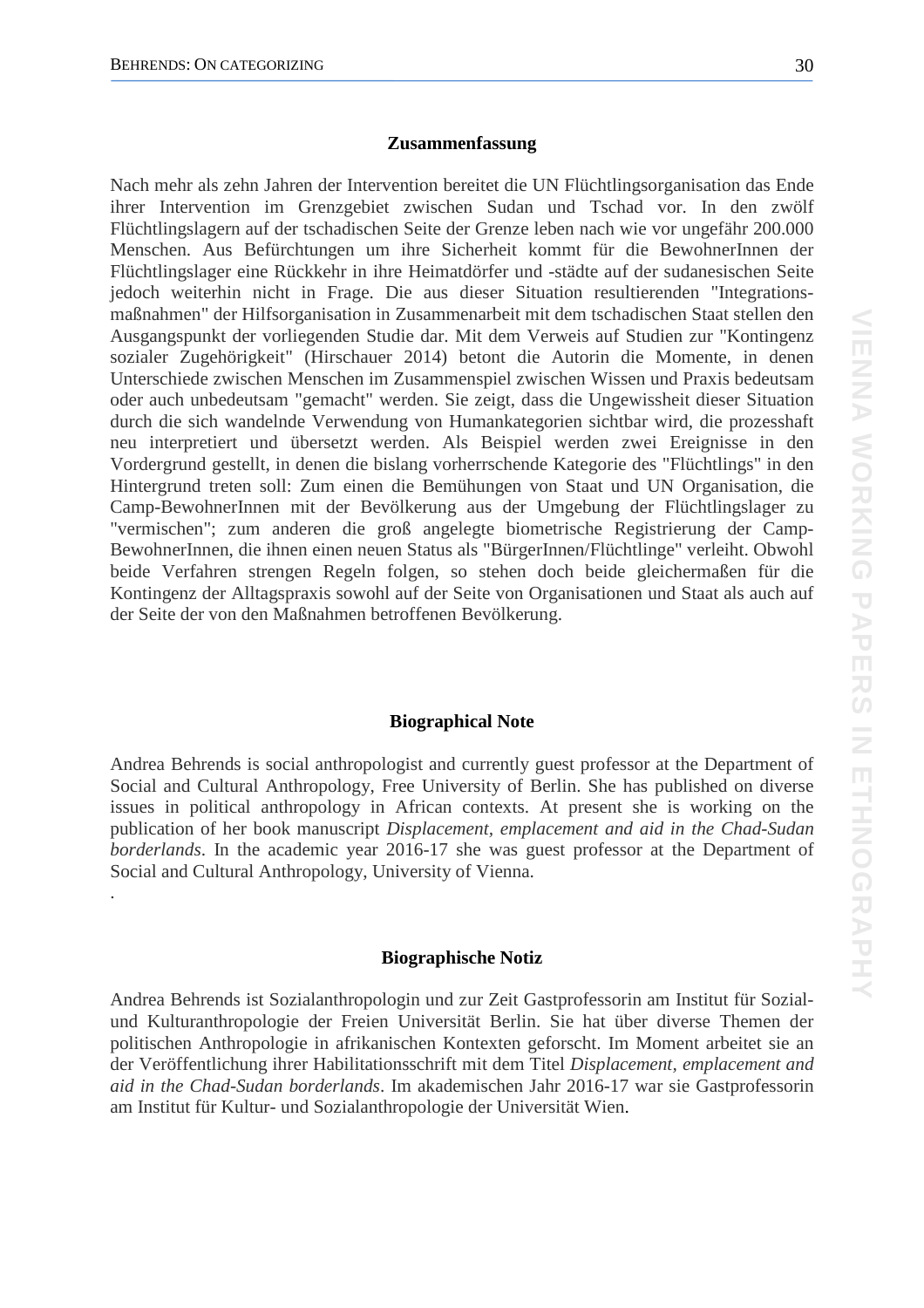### Zusammenfassung

Nach mehr als zehn Jahren der Intervention bereitet die UN Flüchtlingsorganisation das Ende ihrer Intervention im Grenzgebiet zwischen Sudan und Tschad vor. In den zwölf Flüchtlingslagern auf der tschadischen Seite der Grenze leben nach wie vor ungefähr 200.000 Menschen. Aus Befürchtungen um ihre Sicherheit kommt für die BewohnerInnen der Flüchtlingslager eine Rückkehr in ihre Heimatdörfer und -städte auf der sudanesischen Seite jedoch weiterhin nicht in Frage. Die aus dieser Situation resultierenden "Integrations-maßnahmen" der Hilfsorganisation in Zusammenarbeit mit dem tschadischen Staat stellen den Ausgangspunkt der vorliegenden Studie dar. Mit dem Verweis auf Studien zur "Kontingenz sozialer Zugehörigkeit" (Hirschauer 2014) betont die Autorin die Momente, in denen Unterschiede zwischen Menschen im Zusammenspiel zwischen Wissen und Praxis bedeutsam oder auch unbedeutsam "gemacht" werden. Sie zeigt, dass die Ungewissheit dieser Situation durch die sich wandelnde Verwendung von Humankategorien sichtbar wird, die prozesshaft neu interpretiert und übersetzt werden. Als Beispiel werden zwei Ereignisse in den Vordergrund gestellt, in denen die bislang vorherrschende Kategorie des "Flüchtlings" in den Hintergrund treten soll: Zum einen die Bemühungen von Staat und UN Organisation, die Camp-BewohnerInnen mit der Bevölkerung aus der Umgebung der Flüchtlingslager zu "vermischen"; zum anderen die groß angelegte biometrische Registrierung der Camp-BewohnerInnen, die ihnen einen neuen Status als "BürgerInnen/Flüchtlinge" verleiht. Obwohl beide Verfahren strengen Regeln folgen, so stehen doch beide gleichermaßen für die Kontingenz der Alltagspraxis sowohl auf der Seite von Organisationen und Staat als auch auf der Seite der von den Maßnahmen betroffenen Bevölkerung.

### Biographical Note

Andrea Behrends is social anthropologist and currently guest professor at the Department of Social and Cultural Anthropology, Free University of Berlin. She has published on diverse issues in political anthropology in African contexts. At present she is working on the publication of her book manuscript *Displacement, emplacement and aid in the Chad-Sudan borderlands*. In the academic year 2016-17 she was guest professor at the Department of Social and Cultural Anthropology, University of Vienna.

.

### Biographische Notiz

Andrea Behrends ist Sozialanthropologin und zur Zeit Gastprofessorin am Institut für Sozial- und Kulturanthropologie der Freien Universität Berlin. Sie hat über diverse Themen der politischen Anthropologie in afrikanischen Kontexten geforscht. Im Moment arbeitet sie an der Veröffentlichung ihrer Habilitationsschrift mit dem Titel *Displacement, emplacement and aid in the Chad-Sudan borderlands*. Im akademischen Jahr 2016-17 war sie Gastprofessorin am Institut für Kultur- und Sozialanthropologie der Universität Wien.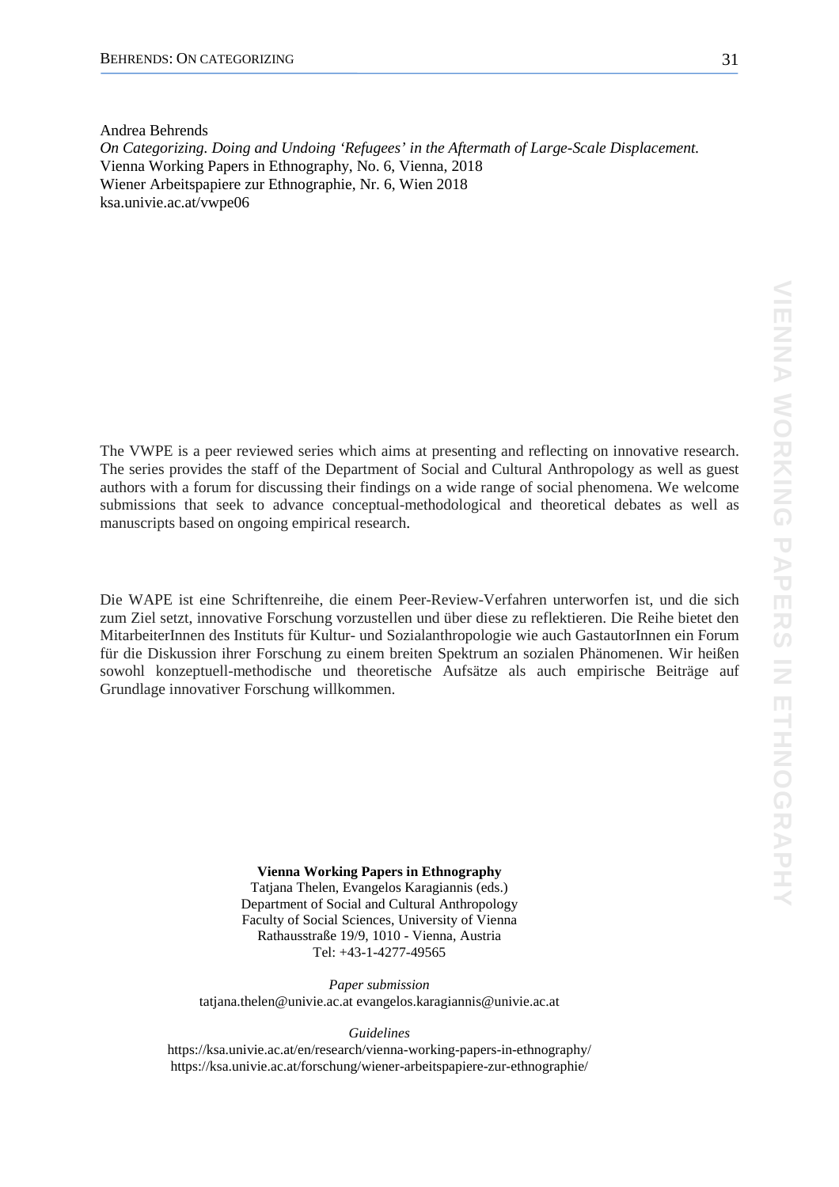Andrea Behrends
*On Categorizing. Doing and Undoing 'Refugees' in the Aftermath of Large-Scale Displacement.*
Vienna Working Papers in Ethnography, No. 6, Vienna, 2018
Wiener Arbeitspapiere zur Ethnographie, Nr. 6, Wien 2018
ksa.univie.ac.at/vwpe06

The VWPE is a peer reviewed series which aims at presenting and reflecting on innovative research. The series provides the staff of the Department of Social and Cultural Anthropology as well as guest authors with a forum for discussing their findings on a wide range of social phenomena. We welcome submissions that seek to advance conceptual-methodological and theoretical debates as well as manuscripts based on ongoing empirical research.

Die WAPE ist eine Schriftenreihe, die einem Peer-Review-Verfahren unterworfen ist, und die sich zum Ziel setzt, innovative Forschung vorzustellen und über diese zu reflektieren. Die Reihe bietet den MitarbeiterInnen des Instituts für Kultur- und Sozialanthropologie wie auch GastautorInnen ein Forum für die Diskussion ihrer Forschung zu einem breiten Spektrum an sozialen Phänomenen. Wir heißen sowohl konzeptuell-methodische und theoretische Aufsätze als auch empirische Beiträge auf Grundlage innovativer Forschung willkommen.

**Vienna Working Papers in Ethnography**
Tatjana Thelen, Evangelos Karagiannis (eds.)
Department of Social and Cultural Anthropology
Faculty of Social Sciences, University of Vienna
Rathausstraße 19/9, 1010 - Vienna, Austria
Tel: +43-1-4277-49565

*Paper submission*
tatjana.thelen@univie.ac.at evangelos.karagiannis@univie.ac.at

*Guidelines*
https://ksa.univie.ac.at/en/research/vienna-working-papers-in-ethnography/
https://ksa.univie.ac.at/forschung/wiener-arbeitspapiere-zur-ethnographie/